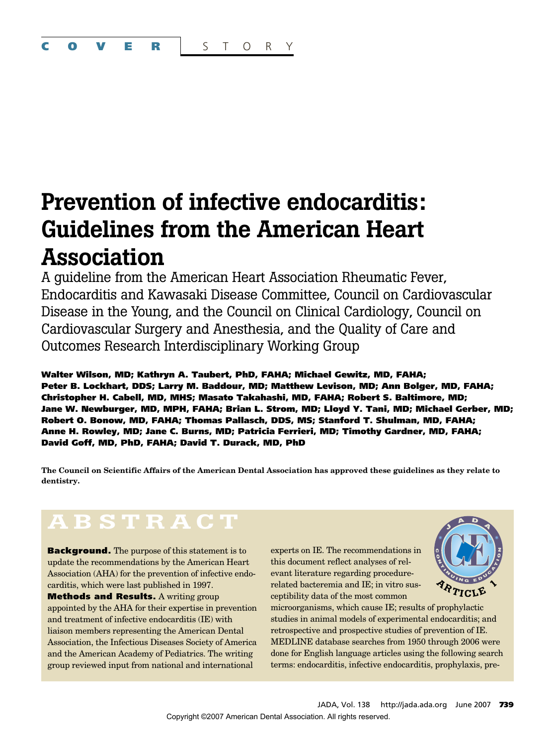COVER STORY

# Prevention of infective endocarditis: Guidelines from the American Heart Association

A guideline from the American Heart Association Rheumatic Fever, Endocarditis and Kawasaki Disease Committee, Council on Cardiovascular Disease in the Young, and the Council on Clinical Cardiology, Council on Cardiovascular Surgery and Anesthesia, and the Quality of Care and Outcomes Research Interdisciplinary Working Group

**Walter Wilson, MD; Kathryn A. Taubert, PhD, FAHA; Michael Gewitz, MD, FAHA; Peter B. Lockhart, DDS; Larry M. Baddour, MD; Matthew Levison, MD; Ann Bolger, MD, FAHA; Christopher H. Cabell, MD, MHS; Masato Takahashi, MD, FAHA; Robert S. Baltimore, MD; Jane W. Newburger, MD, MPH, FAHA; Brian L. Strom, MD; Lloyd Y. Tani, MD; Michael Gerber, MD; Robert O. Bonow, MD, FAHA; Thomas Pallasch, DDS, MS; Stanford T. Shulman, MD, FAHA; Anne H. Rowley, MD; Jane C. Burns, MD; Patricia Ferrieri, MD; Timothy Gardner, MD, FAHA; David Goff, MD, PhD, FAHA; David T. Durack, MD, PhD**

**The Council on Scientific Affairs of the American Dental Association has approved these guidelines as they relate to dentistry.**

## ABSTRACT

JADA CONTINUING EDUCATION ARTICLE 1

**Background.** The purpose of this statement is to update the recommendations by the American Heart Association (AHA) for the prevention of infective endocarditis, which were last published in 1997.

**Methods and Results.** A writing group appointed by the AHA for their expertise in prevention and treatment of infective endocarditis (IE) with liaison members representing the American Dental Association, the Infectious Diseases Society of America and the American Academy of Pediatrics. The writing group reviewed input from national and international experts on IE. The recommendations in this document reflect analyses of relevant literature regarding procedure-related bacteremia and IE; in vitro susceptibility data of the most common microorganisms, which cause IE; results of prophylactic studies in animal models of experimental endocarditis; and retrospective and prospective studies of prevention of IE. MEDLINE database searches from 1950 through 2006 were done for English language articles using the following search terms: endocarditis, infective endocarditis, prophylaxis, pre-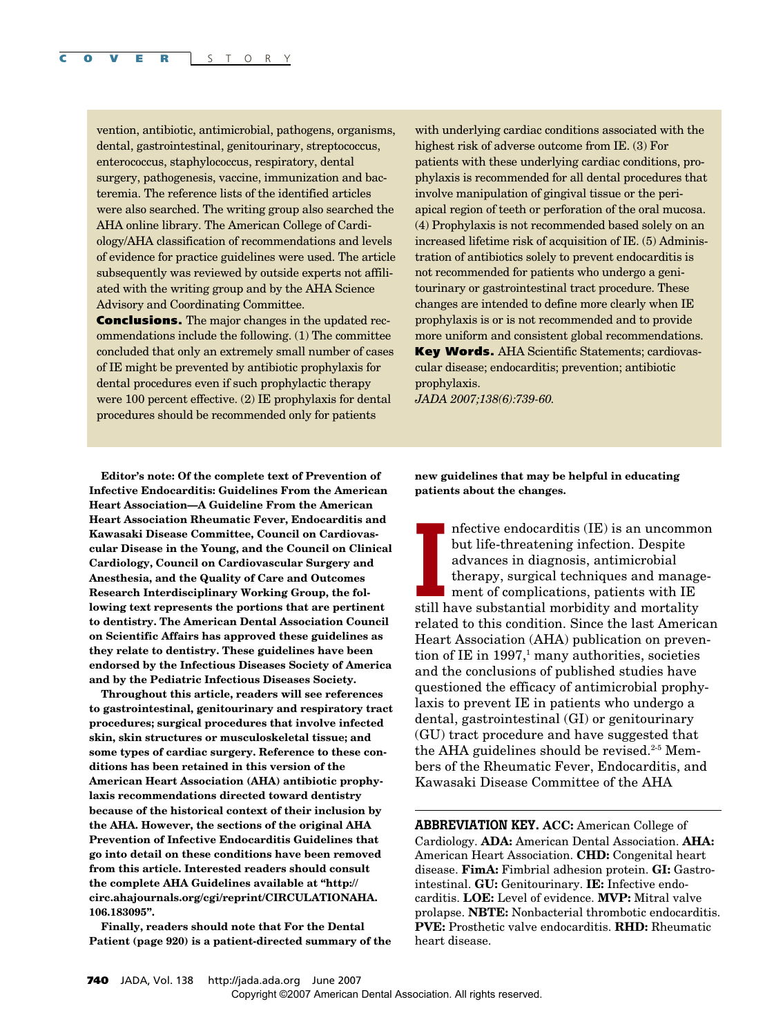vention, antibiotic, antimicrobial, pathogens, organisms, dental, gastrointestinal, genitourinary, streptococcus, enterococcus, staphylococcus, respiratory, dental surgery, pathogenesis, vaccine, immunization and bacteremia. The reference lists of the identified articles were also searched. The writing group also searched the AHA online library. The American College of Cardiology/AHA classification of recommendations and levels of evidence for practice guidelines were used. The article subsequently was reviewed by outside experts not affiliated with the writing group and by the AHA Science Advisory and Coordinating Committee.

**Conclusions.** The major changes in the updated recommendations include the following. (1) The committee concluded that only an extremely small number of cases of IE might be prevented by antibiotic prophylaxis for dental procedures even if such prophylactic therapy were 100 percent effective. (2) IE prophylaxis for dental procedures should be recommended only for patients with underlying cardiac conditions associated with the highest risk of adverse outcome from IE. (3) For patients with these underlying cardiac conditions, prophylaxis is recommended for all dental procedures that involve manipulation of gingival tissue or the periapical region of teeth or perforation of the oral mucosa. (4) Prophylaxis is not recommended based solely on an increased lifetime risk of acquisition of IE. (5) Administration of antibiotics solely to prevent endocarditis is not recommended for patients who undergo a genitourinary or gastrointestinal tract procedure. These changes are intended to define more clearly when IE prophylaxis is or is not recommended and to provide more uniform and consistent global recommendations.

**Key Words.** AHA Scientific Statements; cardiovascular disease; endocarditis; prevention; antibiotic prophylaxis.

*JADA 2007;138(6):739-60.*

**Editor's note: Of the complete text of Prevention of Infective Endocarditis: Guidelines From the American Heart Association—A Guideline From the American Heart Association Rheumatic Fever, Endocarditis and Kawasaki Disease Committee, Council on Cardiovascular Disease in the Young, and the Council on Clinical Cardiology, Council on Cardiovascular Surgery and Anesthesia, and the Quality of Care and Outcomes Research Interdisciplinary Working Group, the following text represents the portions that are pertinent to dentistry. The American Dental Association Council on Scientific Affairs has approved these guidelines as they relate to dentistry. These guidelines have been endorsed by the Infectious Diseases Society of America and by the Pediatric Infectious Diseases Society.**

**Throughout this article, readers will see references to gastrointestinal, genitourinary and respiratory tract procedures; surgical procedures that involve infected skin, skin structures or musculoskeletal tissue; and some types of cardiac surgery. Reference to these conditions has been retained in this version of the American Heart Association (AHA) antibiotic prophylaxis recommendations directed toward dentistry because of the historical context of their inclusion by the AHA. However, the sections of the original AHA Prevention of Infective Endocarditis Guidelines that go into detail on these conditions have been removed from this article. Interested readers should consult the complete AHA Guidelines available at "http://circ.ahajournals.org/cgi/reprint/CIRCULATIONAHA.106.183095".**

**Finally, readers should note that For the Dental Patient (page 920) is a patient-directed summary of the new guidelines that may be helpful in educating patients about the changes.**

Infective endocarditis (IE) is an uncommon but life-threatening infection. Despite advances in diagnosis, antimicrobial therapy, surgical techniques and management of complications, patients with IE still have substantial morbidity and mortality related to this condition. Since the last American Heart Association (AHA) publication on prevention of IE in 1997,[1] many authorities, societies and the conclusions of published studies have questioned the efficacy of antimicrobial prophylaxis to prevent IE in patients who undergo a dental, gastrointestinal (GI) or genitourinary (GU) tract procedure and have suggested that the AHA guidelines should be revised.[2-5] Members of the Rheumatic Fever, Endocarditis, and Kawasaki Disease Committee of the AHA

**ABBREVIATION KEY. ACC:** American College of Cardiology. **ADA:** American Dental Association. **AHA:** American Heart Association. **CHD:** Congenital heart disease. **FimA:** Fimbrial adhesion protein. **GI:** Gastrointestinal. **GU:** Genitourinary. **IE:** Infective endocarditis. **LOE:** Level of evidence. **MVP:** Mitral valve prolapse. **NBTE:** Nonbacterial thrombotic endocarditis. **PVE:** Prosthetic valve endocarditis. **RHD:** Rheumatic heart disease.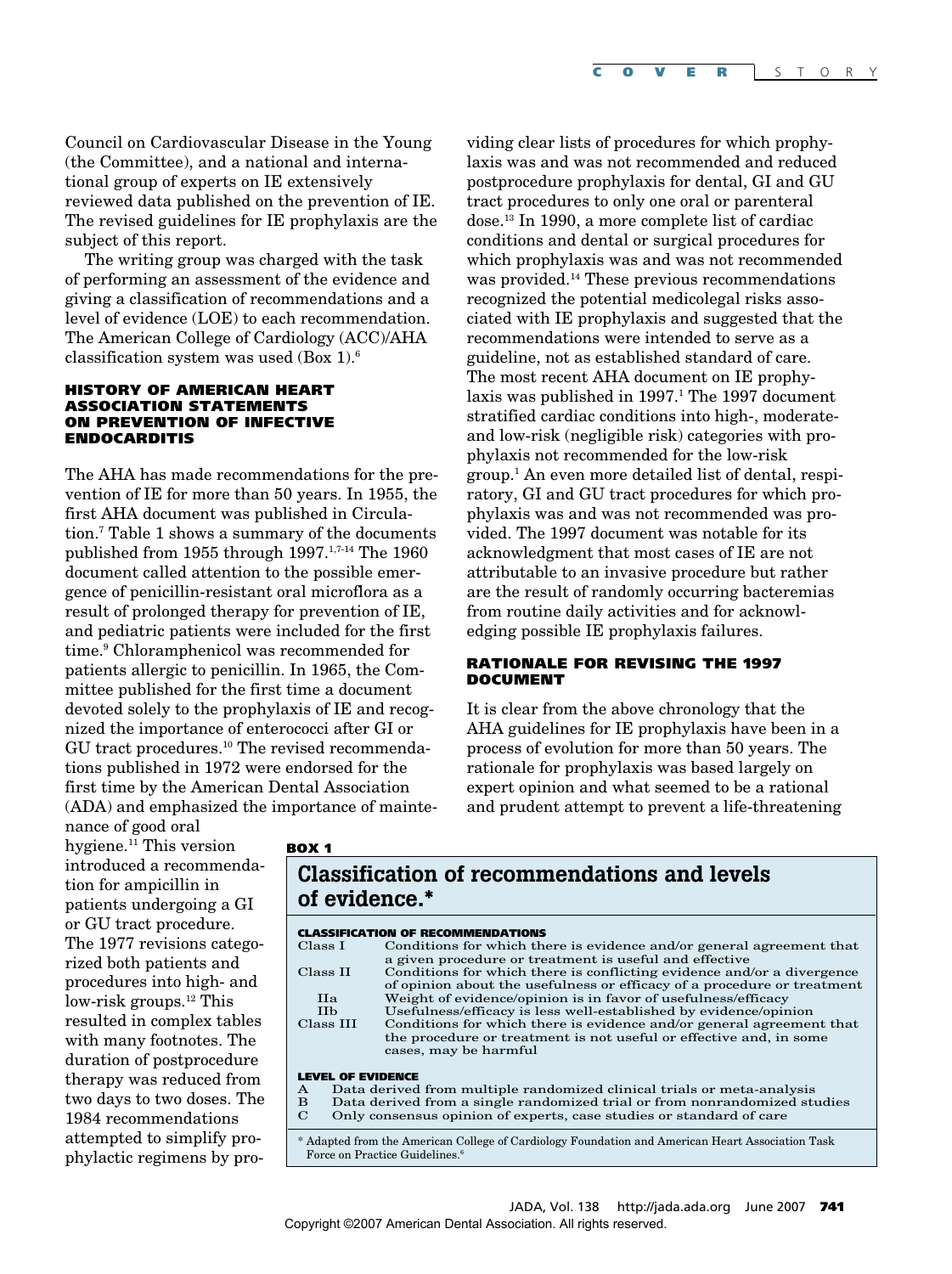Council on Cardiovascular Disease in the Young (the Committee), and a national and international group of experts on IE extensively reviewed data published on the prevention of IE. The revised guidelines for IE prophylaxis are the subject of this report.

The writing group was charged with the task of performing an assessment of the evidence and giving a classification of recommendations and a level of evidence (LOE) to each recommendation. The American College of Cardiology (ACC)/AHA classification system was used (Box 1).[6]

### HISTORY OF AMERICAN HEART ASSOCIATION STATEMENTS ON PREVENTION OF INFECTIVE ENDOCARDITIS

The AHA has made recommendations for the prevention of IE for more than 50 years. In 1955, the first AHA document was published in Circulation.[7] Table 1 shows a summary of the documents published from 1955 through 1997.[1,7-14] The 1960 document called attention to the possible emergence of penicillin-resistant oral microflora as a result of prolonged therapy for prevention of IE, and pediatric patients were included for the first time.[9] Chloramphenicol was recommended for patients allergic to penicillin. In 1965, the Committee published for the first time a document devoted solely to the prophylaxis of IE and recognized the importance of enterococci after GI or GU tract procedures.[10] The revised recommendations published in 1972 were endorsed for the first time by the American Dental Association (ADA) and emphasized the importance of maintenance of good oral hygiene.[11] This version introduced a recommendation for ampicillin in patients undergoing a GI or GU tract procedure. The 1977 revisions categorized both patients and procedures into high- and low-risk groups.[12] This resulted in complex tables with many footnotes. The duration of postprocedure therapy was reduced from two days to two doses. The 1984 recommendations attempted to simplify prophylactic regimens by providing clear lists of procedures for which prophylaxis was and was not recommended and reduced postprocedure prophylaxis for dental, GI and GU tract procedures to only one oral or parenteral dose.[13] In 1990, a more complete list of cardiac conditions and dental or surgical procedures for which prophylaxis was and was not recommended was provided.[14] These previous recommendations recognized the potential medicolegal risks associated with IE prophylaxis and suggested that the recommendations were intended to serve as a guideline, not as established standard of care. The most recent AHA document on IE prophylaxis was published in 1997.[1] The 1997 document stratified cardiac conditions into high-, moderate- and low-risk (negligible risk) categories with prophylaxis not recommended for the low-risk group.[1] An even more detailed list of dental, respiratory, GI and GU tract procedures for which prophylaxis was and was not recommended was provided. The 1997 document was notable for its acknowledgment that most cases of IE are not attributable to an invasive procedure but rather are the result of randomly occurring bacteremias from routine daily activities and for acknowledging possible IE prophylaxis failures.

### RATIONALE FOR REVISING THE 1997 DOCUMENT

It is clear from the above chronology that the AHA guidelines for IE prophylaxis have been in a process of evolution for more than 50 years. The rationale for prophylaxis was based largely on expert opinion and what seemed to be a rational and prudent attempt to prevent a life-threatening

**BOX 1**

**Classification of recommendations and levels of evidence.***

**CLASSIFICATION OF RECOMMENDATIONS**

| | |
|---|---|
| Class I | Conditions for which there is evidence and/or general agreement that a given procedure or treatment is useful and effective |
| Class II | Conditions for which there is conflicting evidence and/or a divergence of opinion about the usefulness or efficacy of a procedure or treatment |
| IIa | Weight of evidence/opinion is in favor of usefulness/efficacy |
| IIb | Usefulness/efficacy is less well-established by evidence/opinion |
| Class III | Conditions for which there is evidence and/or general agreement that the procedure or treatment is not useful or effective and, in some cases, may be harmful |

**LEVEL OF EVIDENCE**

| | |
|---|---|
| A | Data derived from multiple randomized clinical trials or meta-analysis |
| B | Data derived from a single randomized trial or from nonrandomized studies |
| C | Only consensus opinion of experts, case studies or standard of care |

\* Adapted from the American College of Cardiology Foundation and American Heart Association Task Force on Practice Guidelines.[6]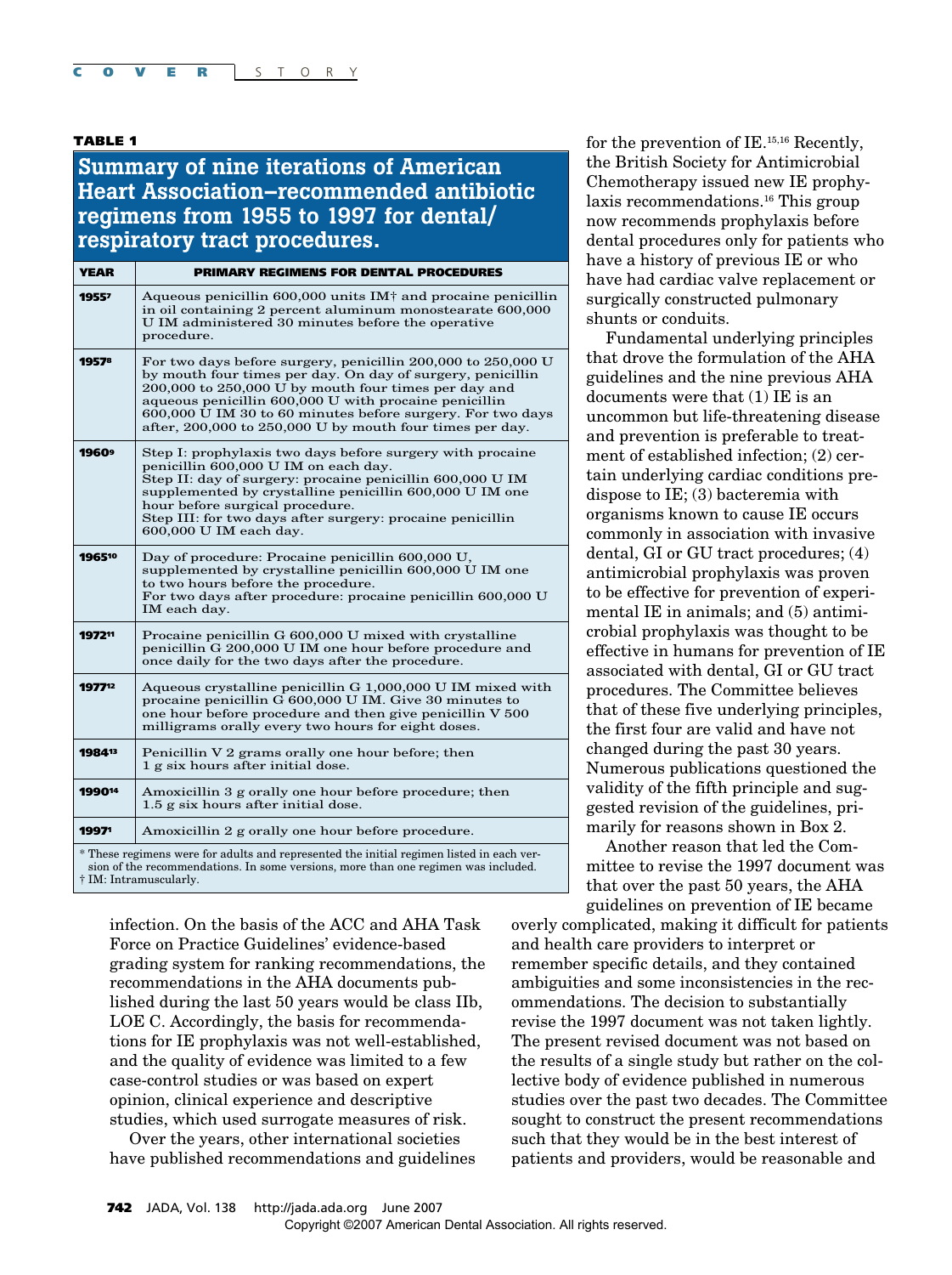**TABLE 1**

**Summary of nine iterations of American Heart Association–recommended antibiotic regimens from 1955 to 1997 for dental/respiratory tract procedures.**

| YEAR | PRIMARY REGIMENS FOR DENTAL PROCEDURES |
|---|---|
| 1955[7] | Aqueous penicillin 600,000 units IM† and procaine penicillin in oil containing 2 percent aluminum monostearate 600,000 U IM administered 30 minutes before the operative procedure. |
| 1957[8] | For two days before surgery, penicillin 200,000 to 250,000 U by mouth four times per day. On day of surgery, penicillin 200,000 to 250,000 U by mouth four times per day and aqueous penicillin 600,000 U with procaine penicillin 600,000 U IM 30 to 60 minutes before surgery. For two days after, 200,000 to 250,000 U by mouth four times per day. |
| 1960[9] | Step I: prophylaxis two days before surgery with procaine penicillin 600,000 U IM on each day. Step II: day of surgery: procaine penicillin 600,000 U IM supplemented by crystalline penicillin 600,000 U IM one hour before surgical procedure. Step III: for two days after surgery: procaine penicillin 600,000 U IM each day. |
| 1965[10] | Day of procedure: Procaine penicillin 600,000 U, supplemented by crystalline penicillin 600,000 U IM one to two hours before the procedure. For two days after procedure: procaine penicillin 600,000 U IM each day. |
| 1972[11] | Procaine penicillin G 600,000 U mixed with crystalline penicillin G 200,000 U IM one hour before procedure and once daily for the two days after the procedure. |
| 1977[12] | Aqueous crystalline penicillin G 1,000,000 U IM mixed with procaine penicillin G 600,000 U IM. Give 30 minutes to one hour before procedure and then give penicillin V 500 milligrams orally every two hours for eight doses. |
| 1984[13] | Penicillin V 2 grams orally one hour before; then 1 g six hours after initial dose. |
| 1990[14] | Amoxicillin 3 g orally one hour before procedure; then 1.5 g six hours after initial dose. |
| 1997[1] | Amoxicillin 2 g orally one hour before procedure. |

\* These regimens were for adults and represented the initial regimen listed in each version of the recommendations. In some versions, more than one regimen was included.
† IM: Intramuscularly.

infection. On the basis of the ACC and AHA Task Force on Practice Guidelines' evidence-based grading system for ranking recommendations, the recommendations in the AHA documents published during the last 50 years would be class IIb, LOE C. Accordingly, the basis for recommendations for IE prophylaxis was not well-established, and the quality of evidence was limited to a few case-control studies or was based on expert opinion, clinical experience and descriptive studies, which used surrogate measures of risk.

Over the years, other international societies have published recommendations and guidelines for the prevention of IE.[15,16] Recently, the British Society for Antimicrobial Chemotherapy issued new IE prophylaxis recommendations.[16] This group now recommends prophylaxis before dental procedures only for patients who have a history of previous IE or who have had cardiac valve replacement or surgically constructed pulmonary shunts or conduits.

Fundamental underlying principles that drove the formulation of the AHA guidelines and the nine previous AHA documents were that (1) IE is an uncommon but life-threatening disease and prevention is preferable to treatment of established infection; (2) certain underlying cardiac conditions predispose to IE; (3) bacteremia with organisms known to cause IE occurs commonly in association with invasive dental, GI or GU tract procedures; (4) antimicrobial prophylaxis was proven to be effective for prevention of experimental IE in animals; and (5) antimicrobial prophylaxis was thought to be effective in humans for prevention of IE associated with dental, GI or GU tract procedures. The Committee believes that of these five underlying principles, the first four are valid and have not changed during the past 30 years. Numerous publications questioned the validity of the fifth principle and suggested revision of the guidelines, primarily for reasons shown in Box 2.

Another reason that led the Committee to revise the 1997 document was that over the past 50 years, the AHA guidelines on prevention of IE became overly complicated, making it difficult for patients and health care providers to interpret or remember specific details, and they contained ambiguities and some inconsistencies in the recommendations. The decision to substantially revise the 1997 document was not taken lightly. The present revised document was not based on the results of a single study but rather on the collective body of evidence published in numerous studies over the past two decades. The Committee sought to construct the present recommendations such that they would be in the best interest of patients and providers, would be reasonable and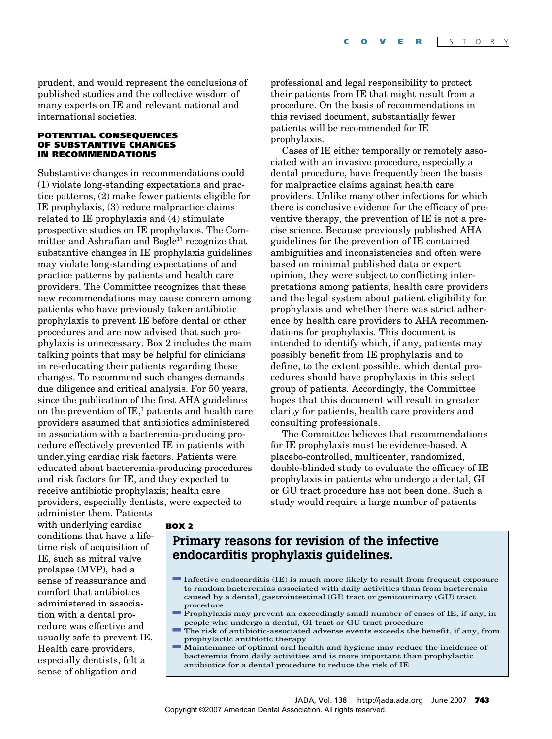prudent, and would represent the conclusions of published studies and the collective wisdom of many experts on IE and relevant national and international societies.

### POTENTIAL CONSEQUENCES OF SUBSTANTIVE CHANGES IN RECOMMENDATIONS

Substantive changes in recommendations could (1) violate long-standing expectations and practice patterns, (2) make fewer patients eligible for IE prophylaxis, (3) reduce malpractice claims related to IE prophylaxis and (4) stimulate prospective studies on IE prophylaxis. The Committee and Ashrafian and Bogle[17] recognize that substantive changes in IE prophylaxis guidelines may violate long-standing expectations of and practice patterns by patients and health care providers. The Committee recognizes that these new recommendations may cause concern among patients who have previously taken antibiotic prophylaxis to prevent IE before dental or other procedures and are now advised that such prophylaxis is unnecessary. Box 2 includes the main talking points that may be helpful for clinicians in re-educating their patients regarding these changes. To recommend such changes demands due diligence and critical analysis. For 50 years, since the publication of the first AHA guidelines on the prevention of IE,[7] patients and health care providers assumed that antibiotics administered in association with a bacteremia-producing procedure effectively prevented IE in patients with underlying cardiac risk factors. Patients were educated about bacteremia-producing procedures and risk factors for IE, and they expected to receive antibiotic prophylaxis; health care providers, especially dentists, were expected to administer them. Patients with underlying cardiac conditions that have a lifetime risk of acquisition of IE, such as mitral valve prolapse (MVP), had a sense of reassurance and comfort that antibiotics administered in association with a dental procedure was effective and usually safe to prevent IE. Health care providers, especially dentists, felt a sense of obligation and professional and legal responsibility to protect their patients from IE that might result from a procedure. On the basis of recommendations in this revised document, substantially fewer patients will be recommended for IE prophylaxis.

Cases of IE either temporally or remotely associated with an invasive procedure, especially a dental procedure, have frequently been the basis for malpractice claims against health care providers. Unlike many other infections for which there is conclusive evidence for the efficacy of preventive therapy, the prevention of IE is not a precise science. Because previously published AHA guidelines for the prevention of IE contained ambiguities and inconsistencies and often were based on minimal published data or expert opinion, they were subject to conflicting interpretations among patients, health care providers and the legal system about patient eligibility for prophylaxis and whether there was strict adherence by health care providers to AHA recommendations for prophylaxis. This document is intended to identify which, if any, patients may possibly benefit from IE prophylaxis and to define, to the extent possible, which dental procedures should have prophylaxis in this select group of patients. Accordingly, the Committee hopes that this document will result in greater clarity for patients, health care providers and consulting professionals.

The Committee believes that recommendations for IE prophylaxis must be evidence-based. A placebo-controlled, multicenter, randomized, double-blinded study to evaluate the efficacy of IE prophylaxis in patients who undergo a dental, GI or GU tract procedure has not been done. Such a study would require a large number of patients

**BOX 2**

**Primary reasons for revision of the infective endocarditis prophylaxis guidelines.**

- Infective endocarditis (IE) is much more likely to result from frequent exposure to random bacteremias associated with daily activities than from bacteremia caused by a dental, gastrointestinal (GI) tract or genitourinary (GU) tract procedure
- Prophylaxis may prevent an exceedingly small number of cases of IE, if any, in people who undergo a dental, GI tract or GU tract procedure
- The risk of antibiotic-associated adverse events exceeds the benefit, if any, from prophylactic antibiotic therapy
- Maintenance of optimal oral health and hygiene may reduce the incidence of bacteremia from daily activities and is more important than prophylactic antibiotics for a dental procedure to reduce the risk of IE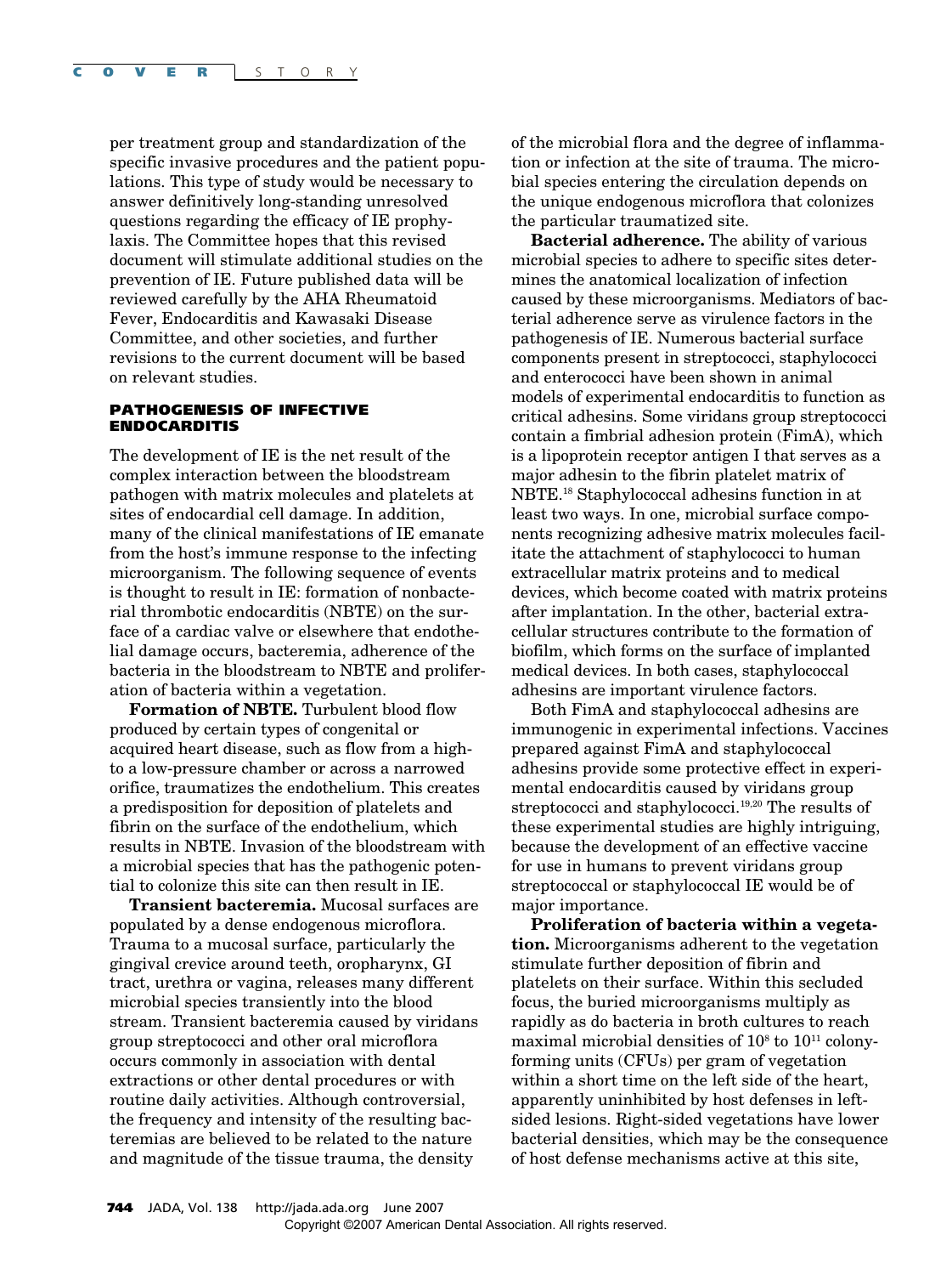per treatment group and standardization of the specific invasive procedures and the patient populations. This type of study would be necessary to answer definitively long-standing unresolved questions regarding the efficacy of IE prophylaxis. The Committee hopes that this revised document will stimulate additional studies on the prevention of IE. Future published data will be reviewed carefully by the AHA Rheumatoid Fever, Endocarditis and Kawasaki Disease Committee, and other societies, and further revisions to the current document will be based on relevant studies.

## PATHOGENESIS OF INFECTIVE ENDOCARDITIS

The development of IE is the net result of the complex interaction between the bloodstream pathogen with matrix molecules and platelets at sites of endocardial cell damage. In addition, many of the clinical manifestations of IE emanate from the host's immune response to the infecting microorganism. The following sequence of events is thought to result in IE: formation of nonbacterial thrombotic endocarditis (NBTE) on the surface of a cardiac valve or elsewhere that endothelial damage occurs, bacteremia, adherence of the bacteria in the bloodstream to NBTE and proliferation of bacteria within a vegetation.

**Formation of NBTE.** Turbulent blood flow produced by certain types of congenital or acquired heart disease, such as flow from a high- to a low-pressure chamber or across a narrowed orifice, traumatizes the endothelium. This creates a predisposition for deposition of platelets and fibrin on the surface of the endothelium, which results in NBTE. Invasion of the bloodstream with a microbial species that has the pathogenic potential to colonize this site can then result in IE.

**Transient bacteremia.** Mucosal surfaces are populated by a dense endogenous microflora. Trauma to a mucosal surface, particularly the gingival crevice around teeth, oropharynx, GI tract, urethra or vagina, releases many different microbial species transiently into the blood stream. Transient bacteremia caused by viridans group streptococci and other oral microflora occurs commonly in association with dental extractions or other dental procedures or with routine daily activities. Although controversial, the frequency and intensity of the resulting bacteremias are believed to be related to the nature and magnitude of the tissue trauma, the density of the microbial flora and the degree of inflammation or infection at the site of trauma. The microbial species entering the circulation depends on the unique endogenous microflora that colonizes the particular traumatized site.

**Bacterial adherence.** The ability of various microbial species to adhere to specific sites determines the anatomical localization of infection caused by these microorganisms. Mediators of bacterial adherence serve as virulence factors in the pathogenesis of IE. Numerous bacterial surface components present in streptococci, staphylococci and enterococci have been shown in animal models of experimental endocarditis to function as critical adhesins. Some viridans group streptococci contain a fimbrial adhesion protein (FimA), which is a lipoprotein receptor antigen I that serves as a major adhesin to the fibrin platelet matrix of NBTE.[18] Staphylococcal adhesins function in at least two ways. In one, microbial surface components recognizing adhesive matrix molecules facilitate the attachment of staphylococci to human extracellular matrix proteins and to medical devices, which become coated with matrix proteins after implantation. In the other, bacterial extracellular structures contribute to the formation of biofilm, which forms on the surface of implanted medical devices. In both cases, staphylococcal adhesins are important virulence factors.

Both FimA and staphylococcal adhesins are immunogenic in experimental infections. Vaccines prepared against FimA and staphylococcal adhesins provide some protective effect in experimental endocarditis caused by viridans group streptococci and staphylococci.[19,20] The results of these experimental studies are highly intriguing, because the development of an effective vaccine for use in humans to prevent viridans group streptococcal or staphylococcal IE would be of major importance.

**Proliferation of bacteria within a vegetation.** Microorganisms adherent to the vegetation stimulate further deposition of fibrin and platelets on their surface. Within this secluded focus, the buried microorganisms multiply as rapidly as do bacteria in broth cultures to reach maximal microbial densities of $10^8$ to $10^{11}$ colony-forming units (CFUs) per gram of vegetation within a short time on the left side of the heart, apparently uninhibited by host defenses in left-sided lesions. Right-sided vegetations have lower bacterial densities, which may be the consequence of host defense mechanisms active at this site,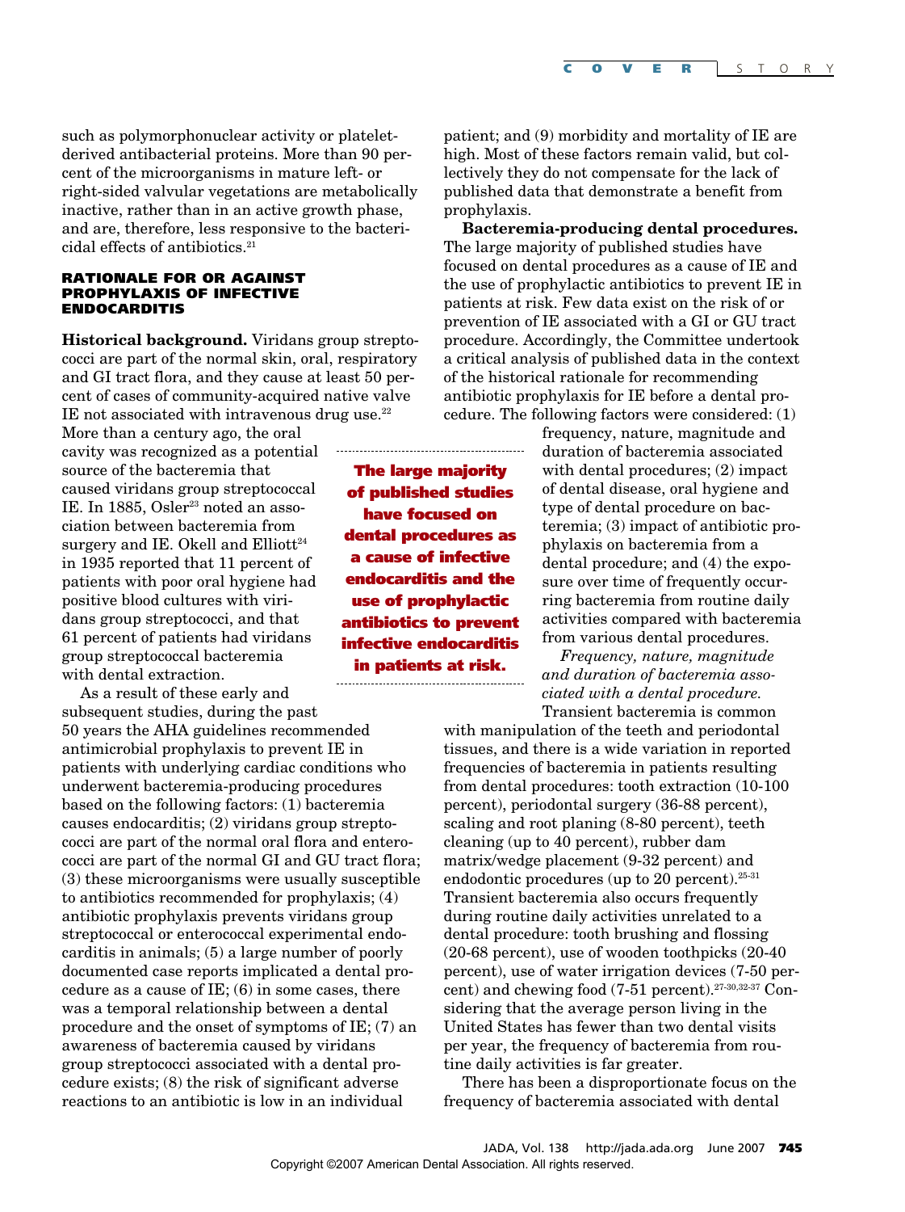such as polymorphonuclear activity or platelet-derived antibacterial proteins. More than 90 percent of the microorganisms in mature left- or right-sided valvular vegetations are metabolically inactive, rather than in an active growth phase, and are, therefore, less responsive to the bactericidal effects of antibiotics.[21]

## RATIONALE FOR OR AGAINST PROPHYLAXIS OF INFECTIVE ENDOCARDITIS

**Historical background.** Viridans group streptococci are part of the normal skin, oral, respiratory and GI tract flora, and they cause at least 50 percent of cases of community-acquired native valve IE not associated with intravenous drug use.[22] More than a century ago, the oral cavity was recognized as a potential source of the bacteremia that caused viridans group streptococcal IE. In 1885, Osler[23] noted an association between bacteremia from surgery and IE. Okell and Elliott[24] in 1935 reported that 11 percent of patients with poor oral hygiene had positive blood cultures with viridans group streptococci, and that 61 percent of patients had viridans group streptococcal bacteremia with dental extraction.

As a result of these early and subsequent studies, during the past 50 years the AHA guidelines recommended antimicrobial prophylaxis to prevent IE in patients with underlying cardiac conditions who underwent bacteremia-producing procedures based on the following factors: (1) bacteremia causes endocarditis; (2) viridans group streptococci are part of the normal oral flora and enterococci are part of the normal GI and GU tract flora; (3) these microorganisms were usually susceptible to antibiotics recommended for prophylaxis; (4) antibiotic prophylaxis prevents viridans group streptococcal or enterococcal experimental endocarditis in animals; (5) a large number of poorly documented case reports implicated a dental procedure as a cause of IE; (6) in some cases, there was a temporal relationship between a dental procedure and the onset of symptoms of IE; (7) an awareness of bacteremia caused by viridans group streptococci associated with a dental procedure exists; (8) the risk of significant adverse reactions to an antibiotic is low in an individual patient; and (9) morbidity and mortality of IE are high. Most of these factors remain valid, but collectively they do not compensate for the lack of published data that demonstrate a benefit from prophylaxis.

**Bacteremia-producing dental procedures.** The large majority of published studies have focused on dental procedures as a cause of IE and the use of prophylactic antibiotics to prevent IE in patients at risk. Few data exist on the risk of or prevention of IE associated with a GI or GU tract procedure. Accordingly, the Committee undertook a critical analysis of published data in the context of the historical rationale for recommending antibiotic prophylaxis for IE before a dental procedure. The following factors were considered: (1) frequency, nature, magnitude and duration of bacteremia associated with dental procedures; (2) impact of dental disease, oral hygiene and type of dental procedure on bacteremia; (3) impact of antibiotic prophylaxis on bacteremia from a dental procedure; and (4) the exposure over time of frequently occurring bacteremia from routine daily activities compared with bacteremia from various dental procedures.

**The large majority of published studies have focused on dental procedures as a cause of infective endocarditis and the use of prophylactic antibiotics to prevent infective endocarditis in patients at risk.**

*Frequency, nature, magnitude and duration of bacteremia associated with a dental procedure.* Transient bacteremia is common with manipulation of the teeth and periodontal tissues, and there is a wide variation in reported frequencies of bacteremia in patients resulting from dental procedures: tooth extraction (10-100 percent), periodontal surgery (36-88 percent), scaling and root planing (8-80 percent), teeth cleaning (up to 40 percent), rubber dam matrix/wedge placement (9-32 percent) and endodontic procedures (up to 20 percent).[25-31] Transient bacteremia also occurs frequently during routine daily activities unrelated to a dental procedure: tooth brushing and flossing (20-68 percent), use of wooden toothpicks (20-40 percent), use of water irrigation devices (7-50 percent) and chewing food (7-51 percent).[27-30,32-37] Considering that the average person living in the United States has fewer than two dental visits per year, the frequency of bacteremia from routine daily activities is far greater.

There has been a disproportionate focus on the frequency of bacteremia associated with dental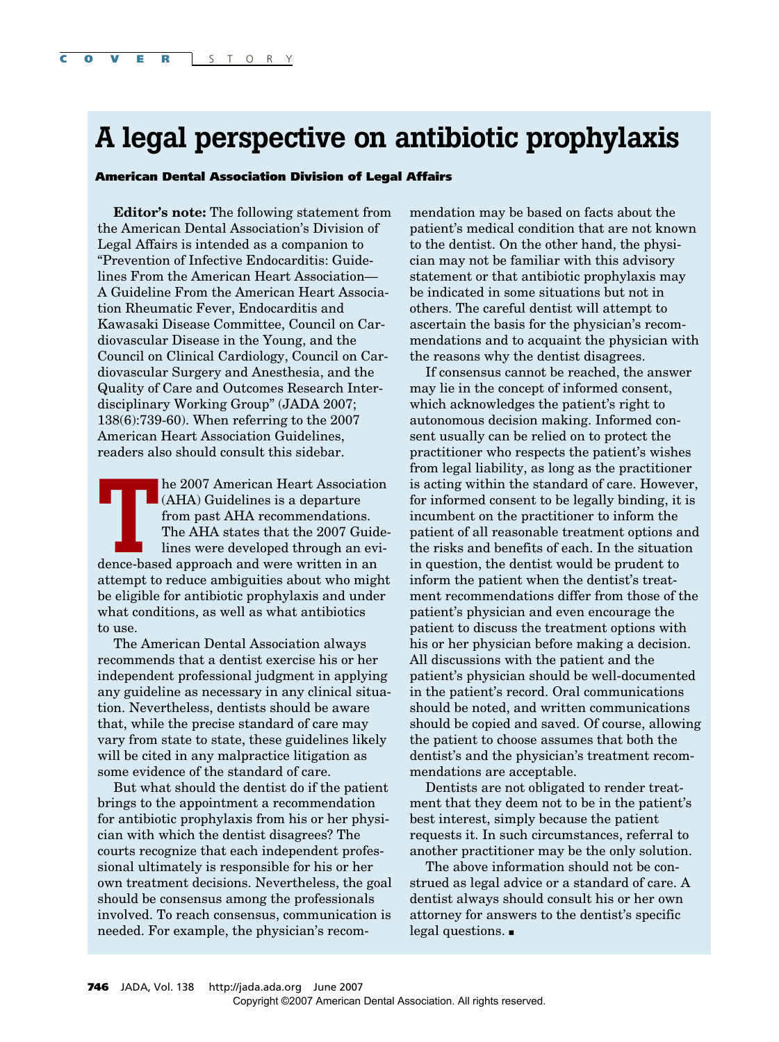# A legal perspective on antibiotic prophylaxis

**American Dental Association Division of Legal Affairs**

**Editor's note:** The following statement from the American Dental Association's Division of Legal Affairs is intended as a companion to "Prevention of Infective Endocarditis: Guidelines From the American Heart Association—A Guideline From the American Heart Association Rheumatic Fever, Endocarditis and Kawasaki Disease Committee, Council on Cardiovascular Disease in the Young, and the Council on Clinical Cardiology, Council on Cardiovascular Surgery and Anesthesia, and the Quality of Care and Outcomes Research Interdisciplinary Working Group" (JADA 2007; 138(6):739-60). When referring to the 2007 American Heart Association Guidelines, readers also should consult this sidebar.

The 2007 American Heart Association (AHA) Guidelines is a departure from past AHA recommendations. The AHA states that the 2007 Guidelines were developed through an evidence-based approach and were written in an attempt to reduce ambiguities about who might be eligible for antibiotic prophylaxis and under what conditions, as well as what antibiotics to use.

The American Dental Association always recommends that a dentist exercise his or her independent professional judgment in applying any guideline as necessary in any clinical situation. Nevertheless, dentists should be aware that, while the precise standard of care may vary from state to state, these guidelines likely will be cited in any malpractice litigation as some evidence of the standard of care.

But what should the dentist do if the patient brings to the appointment a recommendation for antibiotic prophylaxis from his or her physician with which the dentist disagrees? The courts recognize that each independent professional ultimately is responsible for his or her own treatment decisions. Nevertheless, the goal should be consensus among the professionals involved. To reach consensus, communication is needed. For example, the physician's recommendation may be based on facts about the patient's medical condition that are not known to the dentist. On the other hand, the physician may not be familiar with this advisory statement or that antibiotic prophylaxis may be indicated in some situations but not in others. The careful dentist will attempt to ascertain the basis for the physician's recommendations and to acquaint the physician with the reasons why the dentist disagrees.

If consensus cannot be reached, the answer may lie in the concept of informed consent, which acknowledges the patient's right to autonomous decision making. Informed consent usually can be relied on to protect the practitioner who respects the patient's wishes from legal liability, as long as the practitioner is acting within the standard of care. However, for informed consent to be legally binding, it is incumbent on the practitioner to inform the patient of all reasonable treatment options and the risks and benefits of each. In the situation in question, the dentist would be prudent to inform the patient when the dentist's treatment recommendations differ from those of the patient's physician and even encourage the patient to discuss the treatment options with his or her physician before making a decision. All discussions with the patient and the patient's physician should be well-documented in the patient's record. Oral communications should be noted, and written communications should be copied and saved. Of course, allowing the patient to choose assumes that both the dentist's and the physician's treatment recommendations are acceptable.

Dentists are not obligated to render treatment that they deem not to be in the patient's best interest, simply because the patient requests it. In such circumstances, referral to another practitioner may be the only solution.

The above information should not be construed as legal advice or a standard of care. A dentist always should consult his or her own attorney for answers to the dentist's specific legal questions. ■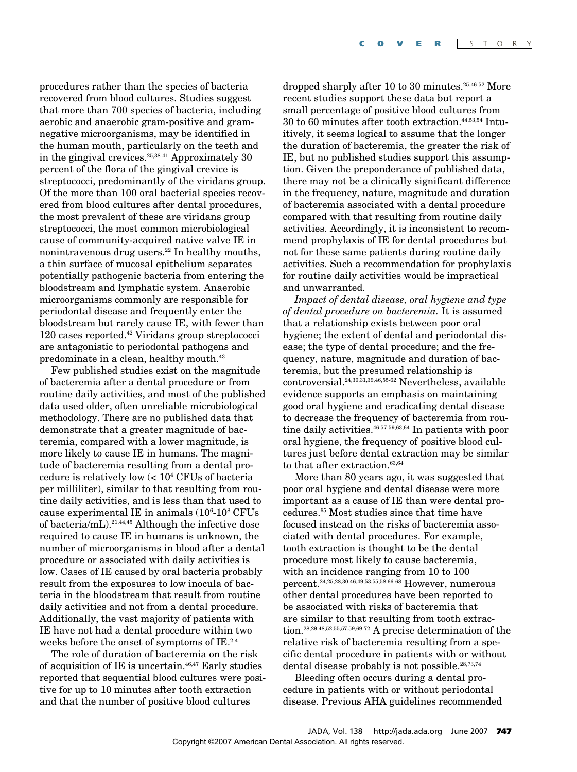procedures rather than the species of bacteria recovered from blood cultures. Studies suggest that more than 700 species of bacteria, including aerobic and anaerobic gram-positive and gram-negative microorganisms, may be identified in the human mouth, particularly on the teeth and in the gingival crevices.[25,38-41] Approximately 30 percent of the flora of the gingival crevice is streptococci, predominantly of the viridans group. Of the more than 100 oral bacterial species recovered from blood cultures after dental procedures, the most prevalent of these are viridans group streptococci, the most common microbiological cause of community-acquired native valve IE in nonintravenous drug users.[22] In healthy mouths, a thin surface of mucosal epithelium separates potentially pathogenic bacteria from entering the bloodstream and lymphatic system. Anaerobic microorganisms commonly are responsible for periodontal disease and frequently enter the bloodstream but rarely cause IE, with fewer than 120 cases reported.[42] Viridans group streptococci are antagonistic to periodontal pathogens and predominate in a clean, healthy mouth.[43]

Few published studies exist on the magnitude of bacteremia after a dental procedure or from routine daily activities, and most of the published data used older, often unreliable microbiological methodology. There are no published data that demonstrate that a greater magnitude of bacteremia, compared with a lower magnitude, is more likely to cause IE in humans. The magnitude of bacteremia resulting from a dental procedure is relatively low ($< 10^4$ CFUs of bacteria per milliliter), similar to that resulting from routine daily activities, and is less than that used to cause experimental IE in animals ($10^6$-$10^8$ CFUs of bacteria/mL).[21,44,45] Although the infective dose required to cause IE in humans is unknown, the number of microorganisms in blood after a dental procedure or associated with daily activities is low. Cases of IE caused by oral bacteria probably result from the exposures to low inocula of bacteria in the bloodstream that result from routine daily activities and not from a dental procedure. Additionally, the vast majority of patients with IE have not had a dental procedure within two weeks before the onset of symptoms of IE.[2-4]

The role of duration of bacteremia on the risk of acquisition of IE is uncertain.[46,47] Early studies reported that sequential blood cultures were positive for up to 10 minutes after tooth extraction and that the number of positive blood cultures dropped sharply after 10 to 30 minutes.[25,46-52] More recent studies support these data but report a small percentage of positive blood cultures from 30 to 60 minutes after tooth extraction.[44,53,54] Intuitively, it seems logical to assume that the longer the duration of bacteremia, the greater the risk of IE, but no published studies support this assumption. Given the preponderance of published data, there may not be a clinically significant difference in the frequency, nature, magnitude and duration of bacteremia associated with a dental procedure compared with that resulting from routine daily activities. Accordingly, it is inconsistent to recommend prophylaxis of IE for dental procedures but not for these same patients during routine daily activities. Such a recommendation for prophylaxis for routine daily activities would be impractical and unwarranted.

*Impact of dental disease, oral hygiene and type of dental procedure on bacteremia.* It is assumed that a relationship exists between poor oral hygiene; the extent of dental and periodontal disease; the type of dental procedure; and the frequency, nature, magnitude and duration of bacteremia, but the presumed relationship is controversial.[24,30,31,39,46,55-62] Nevertheless, available evidence supports an emphasis on maintaining good oral hygiene and eradicating dental disease to decrease the frequency of bacteremia from routine daily activities.[46,57-59,63,64] In patients with poor oral hygiene, the frequency of positive blood cultures just before dental extraction may be similar to that after extraction.[63,64]

More than 80 years ago, it was suggested that poor oral hygiene and dental disease were more important as a cause of IE than were dental procedures.[65] Most studies since that time have focused instead on the risks of bacteremia associated with dental procedures. For example, tooth extraction is thought to be the dental procedure most likely to cause bacteremia, with an incidence ranging from 10 to 100 percent.[24,25,28,30,46,49,53,55,58,66-68] However, numerous other dental procedures have been reported to be associated with risks of bacteremia that are similar to that resulting from tooth extraction.[28,29,48,52,55,57,59,69-72] A precise determination of the relative risk of bacteremia resulting from a specific dental procedure in patients with or without dental disease probably is not possible.[28,73,74]

Bleeding often occurs during a dental procedure in patients with or without periodontal disease. Previous AHA guidelines recommended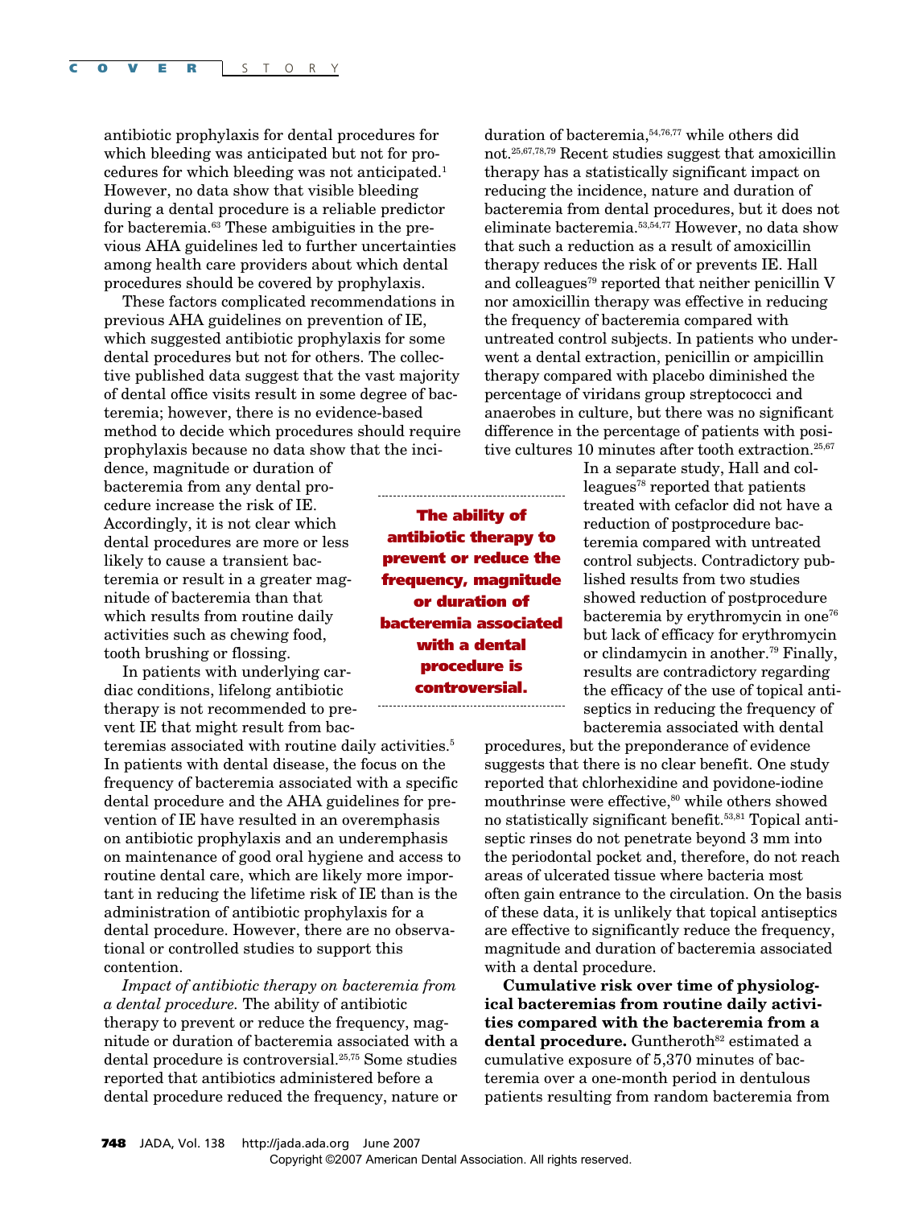antibiotic prophylaxis for dental procedures for which bleeding was anticipated but not for procedures for which bleeding was not anticipated.[1] However, no data show that visible bleeding during a dental procedure is a reliable predictor for bacteremia.[63] These ambiguities in the previous AHA guidelines led to further uncertainties among health care providers about which dental procedures should be covered by prophylaxis.

These factors complicated recommendations in previous AHA guidelines on prevention of IE, which suggested antibiotic prophylaxis for some dental procedures but not for others. The collective published data suggest that the vast majority of dental office visits result in some degree of bacteremia; however, there is no evidence-based method to decide which procedures should require prophylaxis because no data show that the incidence, magnitude or duration of bacteremia from any dental procedure increase the risk of IE. Accordingly, it is not clear which dental procedures are more or less likely to cause a transient bacteremia or result in a greater magnitude of bacteremia than that which results from routine daily activities such as chewing food, tooth brushing or flossing.

In patients with underlying cardiac conditions, lifelong antibiotic therapy is not recommended to prevent IE that might result from bacteremias associated with routine daily activities.[5] In patients with dental disease, the focus on the frequency of bacteremia associated with a specific dental procedure and the AHA guidelines for prevention of IE have resulted in an overemphasis on antibiotic prophylaxis and an underemphasis on maintenance of good oral hygiene and access to routine dental care, which are likely more important in reducing the lifetime risk of IE than is the administration of antibiotic prophylaxis for a dental procedure. However, there are no observational or controlled studies to support this contention.

*Impact of antibiotic therapy on bacteremia from a dental procedure.* The ability of antibiotic therapy to prevent or reduce the frequency, magnitude or duration of bacteremia associated with a dental procedure is controversial.[25,75] Some studies reported that antibiotics administered before a dental procedure reduced the frequency, nature or duration of bacteremia,[54,76,77] while others did not.[25,67,78,79] Recent studies suggest that amoxicillin therapy has a statistically significant impact on reducing the incidence, nature and duration of bacteremia from dental procedures, but it does not eliminate bacteremia.[53,54,77] However, no data show that such a reduction as a result of amoxicillin therapy reduces the risk of or prevents IE. Hall and colleagues[79] reported that neither penicillin V nor amoxicillin therapy was effective in reducing the frequency of bacteremia compared with untreated control subjects. In patients who underwent a dental extraction, penicillin or ampicillin therapy compared with placebo diminished the percentage of viridans group streptococci and anaerobes in culture, but there was no significant difference in the percentage of patients with positive cultures 10 minutes after tooth extraction.[25,67]

**The ability of antibiotic therapy to prevent or reduce the frequency, magnitude or duration of bacteremia associated with a dental procedure is controversial.**

In a separate study, Hall and colleagues[78] reported that patients treated with cefaclor did not have a reduction of postprocedure bacteremia compared with untreated control subjects. Contradictory published results from two studies showed reduction of postprocedure bacteremia by erythromycin in one[76] but lack of efficacy for erythromycin or clindamycin in another.[79] Finally, results are contradictory regarding the efficacy of the use of topical antiseptics in reducing the frequency of bacteremia associated with dental procedures, but the preponderance of evidence suggests that there is no clear benefit. One study reported that chlorhexidine and povidone-iodine mouthrinse were effective,[80] while others showed no statistically significant benefit.[53,81] Topical antiseptic rinses do not penetrate beyond 3 mm into the periodontal pocket and, therefore, do not reach areas of ulcerated tissue where bacteria most often gain entrance to the circulation. On the basis of these data, it is unlikely that topical antiseptics are effective to significantly reduce the frequency, magnitude and duration of bacteremia associated with a dental procedure.

**Cumulative risk over time of physiological bacteremias from routine daily activities compared with the bacteremia from a dental procedure.** Guntheroth[82] estimated a cumulative exposure of 5,370 minutes of bacteremia over a one-month period in dentulous patients resulting from random bacteremia from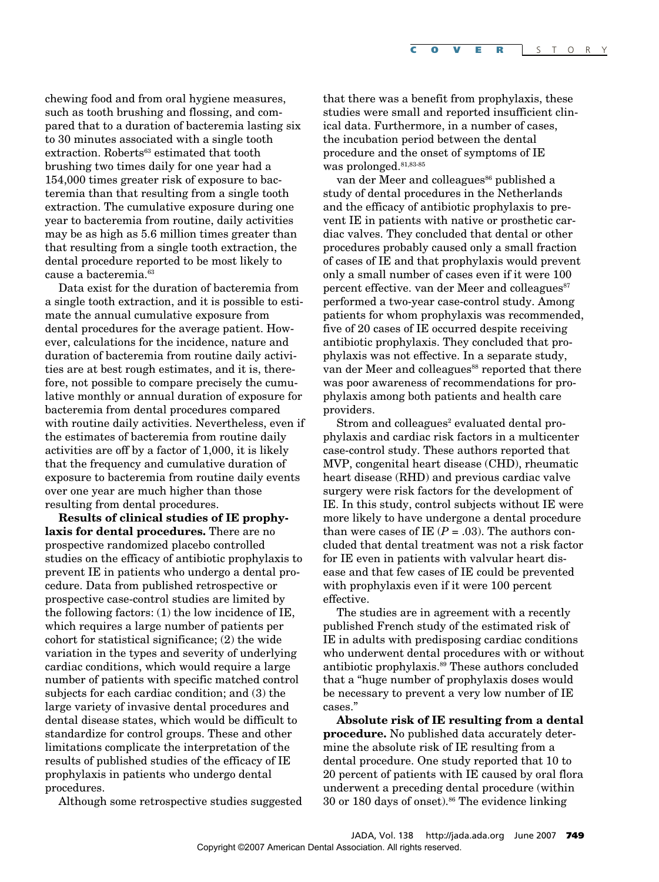chewing food and from oral hygiene measures, such as tooth brushing and flossing, and compared that to a duration of bacteremia lasting six to 30 minutes associated with a single tooth extraction. Roberts[63] estimated that tooth brushing two times daily for one year had a 154,000 times greater risk of exposure to bacteremia than that resulting from a single tooth extraction. The cumulative exposure during one year to bacteremia from routine, daily activities may be as high as 5.6 million times greater than that resulting from a single tooth extraction, the dental procedure reported to be most likely to cause a bacteremia.[63]

Data exist for the duration of bacteremia from a single tooth extraction, and it is possible to estimate the annual cumulative exposure from dental procedures for the average patient. However, calculations for the incidence, nature and duration of bacteremia from routine daily activities are at best rough estimates, and it is, therefore, not possible to compare precisely the cumulative monthly or annual duration of exposure for bacteremia from dental procedures compared with routine daily activities. Nevertheless, even if the estimates of bacteremia from routine daily activities are off by a factor of 1,000, it is likely that the frequency and cumulative duration of exposure to bacteremia from routine daily events over one year are much higher than those resulting from dental procedures.

**Results of clinical studies of IE prophylaxis for dental procedures.** There are no prospective randomized placebo controlled studies on the efficacy of antibiotic prophylaxis to prevent IE in patients who undergo a dental procedure. Data from published retrospective or prospective case-control studies are limited by the following factors: (1) the low incidence of IE, which requires a large number of patients per cohort for statistical significance; (2) the wide variation in the types and severity of underlying cardiac conditions, which would require a large number of patients with specific matched control subjects for each cardiac condition; and (3) the large variety of invasive dental procedures and dental disease states, which would be difficult to standardize for control groups. These and other limitations complicate the interpretation of the results of published studies of the efficacy of IE prophylaxis in patients who undergo dental procedures.

Although some retrospective studies suggested that there was a benefit from prophylaxis, these studies were small and reported insufficient clinical data. Furthermore, in a number of cases, the incubation period between the dental procedure and the onset of symptoms of IE was prolonged.[81,83-85]

van der Meer and colleagues[86] published a study of dental procedures in the Netherlands and the efficacy of antibiotic prophylaxis to prevent IE in patients with native or prosthetic cardiac valves. They concluded that dental or other procedures probably caused only a small fraction of cases of IE and that prophylaxis would prevent only a small number of cases even if it were 100 percent effective. van der Meer and colleagues[87] performed a two-year case-control study. Among patients for whom prophylaxis was recommended, five of 20 cases of IE occurred despite receiving antibiotic prophylaxis. They concluded that prophylaxis was not effective. In a separate study, van der Meer and colleagues[88] reported that there was poor awareness of recommendations for prophylaxis among both patients and health care providers.

Strom and colleagues[2] evaluated dental prophylaxis and cardiac risk factors in a multicenter case-control study. These authors reported that MVP, congenital heart disease (CHD), rheumatic heart disease (RHD) and previous cardiac valve surgery were risk factors for the development of IE. In this study, control subjects without IE were more likely to have undergone a dental procedure than were cases of IE ($P = .03$). The authors concluded that dental treatment was not a risk factor for IE even in patients with valvular heart disease and that few cases of IE could be prevented with prophylaxis even if it were 100 percent effective.

The studies are in agreement with a recently published French study of the estimated risk of IE in adults with predisposing cardiac conditions who underwent dental procedures with or without antibiotic prophylaxis.[89] These authors concluded that a "huge number of prophylaxis doses would be necessary to prevent a very low number of IE cases."

**Absolute risk of IE resulting from a dental procedure.** No published data accurately determine the absolute risk of IE resulting from a dental procedure. One study reported that 10 to 20 percent of patients with IE caused by oral flora underwent a preceding dental procedure (within 30 or 180 days of onset).[86] The evidence linking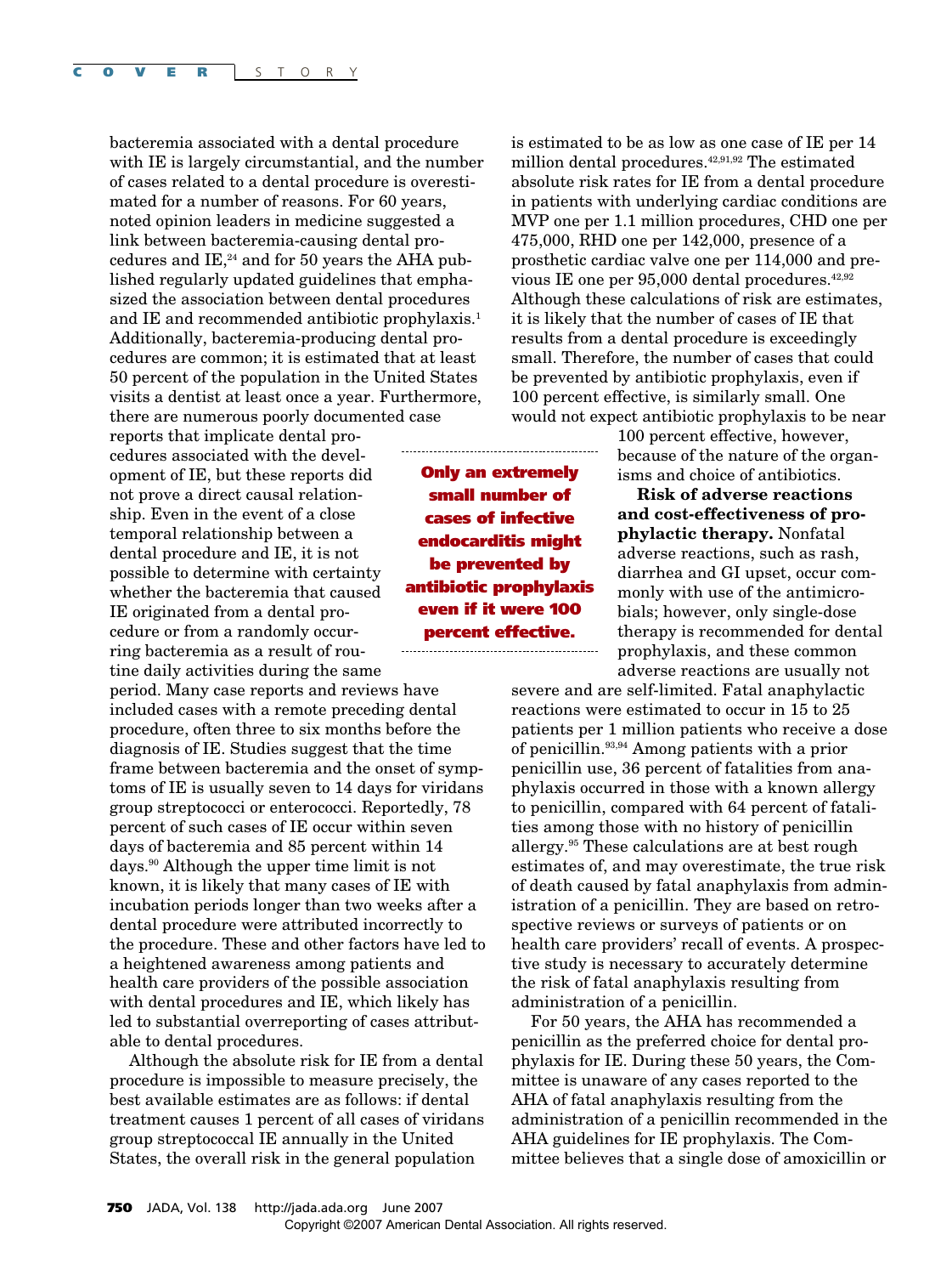bacteremia associated with a dental procedure with IE is largely circumstantial, and the number of cases related to a dental procedure is overestimated for a number of reasons. For 60 years, noted opinion leaders in medicine suggested a link between bacteremia-causing dental procedures and IE,[24] and for 50 years the AHA published regularly updated guidelines that emphasized the association between dental procedures and IE and recommended antibiotic prophylaxis.[1] Additionally, bacteremia-producing dental procedures are common; it is estimated that at least 50 percent of the population in the United States visits a dentist at least once a year. Furthermore, there are numerous poorly documented case reports that implicate dental procedures associated with the development of IE, but these reports did not prove a direct causal relationship. Even in the event of a close temporal relationship between a dental procedure and IE, it is not possible to determine with certainty whether the bacteremia that caused IE originated from a dental procedure or from a randomly occurring bacteremia as a result of routine daily activities during the same period. Many case reports and reviews have included cases with a remote preceding dental procedure, often three to six months before the diagnosis of IE. Studies suggest that the time frame between bacteremia and the onset of symptoms of IE is usually seven to 14 days for viridans group streptococci or enterococci. Reportedly, 78 percent of such cases of IE occur within seven days of bacteremia and 85 percent within 14 days.[90] Although the upper time limit is not known, it is likely that many cases of IE with incubation periods longer than two weeks after a dental procedure were attributed incorrectly to the procedure. These and other factors have led to a heightened awareness among patients and health care providers of the possible association with dental procedures and IE, which likely has led to substantial overreporting of cases attributable to dental procedures.

Although the absolute risk for IE from a dental procedure is impossible to measure precisely, the best available estimates are as follows: if dental treatment causes 1 percent of all cases of viridans group streptococcal IE annually in the United States, the overall risk in the general population is estimated to be as low as one case of IE per 14 million dental procedures.[42,91,92] The estimated absolute risk rates for IE from a dental procedure in patients with underlying cardiac conditions are MVP one per 1.1 million procedures, CHD one per 475,000, RHD one per 142,000, presence of a prosthetic cardiac valve one per 114,000 and previous IE one per 95,000 dental procedures.[42,92] Although these calculations of risk are estimates, it is likely that the number of cases of IE that results from a dental procedure is exceedingly small. Therefore, the number of cases that could be prevented by antibiotic prophylaxis, even if 100 percent effective, is similarly small. One would not expect antibiotic prophylaxis to be near 100 percent effective, however, because of the nature of the organisms and choice of antibiotics.

**Only an extremely small number of cases of infective endocarditis might be prevented by antibiotic prophylaxis even if it were 100 percent effective.**

**Risk of adverse reactions and cost-effectiveness of prophylactic therapy.** Nonfatal adverse reactions, such as rash, diarrhea and GI upset, occur commonly with use of the antimicrobials; however, only single-dose therapy is recommended for dental prophylaxis, and these common adverse reactions are usually not severe and are self-limited. Fatal anaphylactic reactions were estimated to occur in 15 to 25 patients per 1 million patients who receive a dose of penicillin.[93,94] Among patients with a prior penicillin use, 36 percent of fatalities from anaphylaxis occurred in those with a known allergy to penicillin, compared with 64 percent of fatalities among those with no history of penicillin allergy.[95] These calculations are at best rough estimates of, and may overestimate, the true risk of death caused by fatal anaphylaxis from administration of a penicillin. They are based on retrospective reviews or surveys of patients or on health care providers' recall of events. A prospective study is necessary to accurately determine the risk of fatal anaphylaxis resulting from administration of a penicillin.

For 50 years, the AHA has recommended a penicillin as the preferred choice for dental prophylaxis for IE. During these 50 years, the Committee is unaware of any cases reported to the AHA of fatal anaphylaxis resulting from the administration of a penicillin recommended in the AHA guidelines for IE prophylaxis. The Committee believes that a single dose of amoxicillin or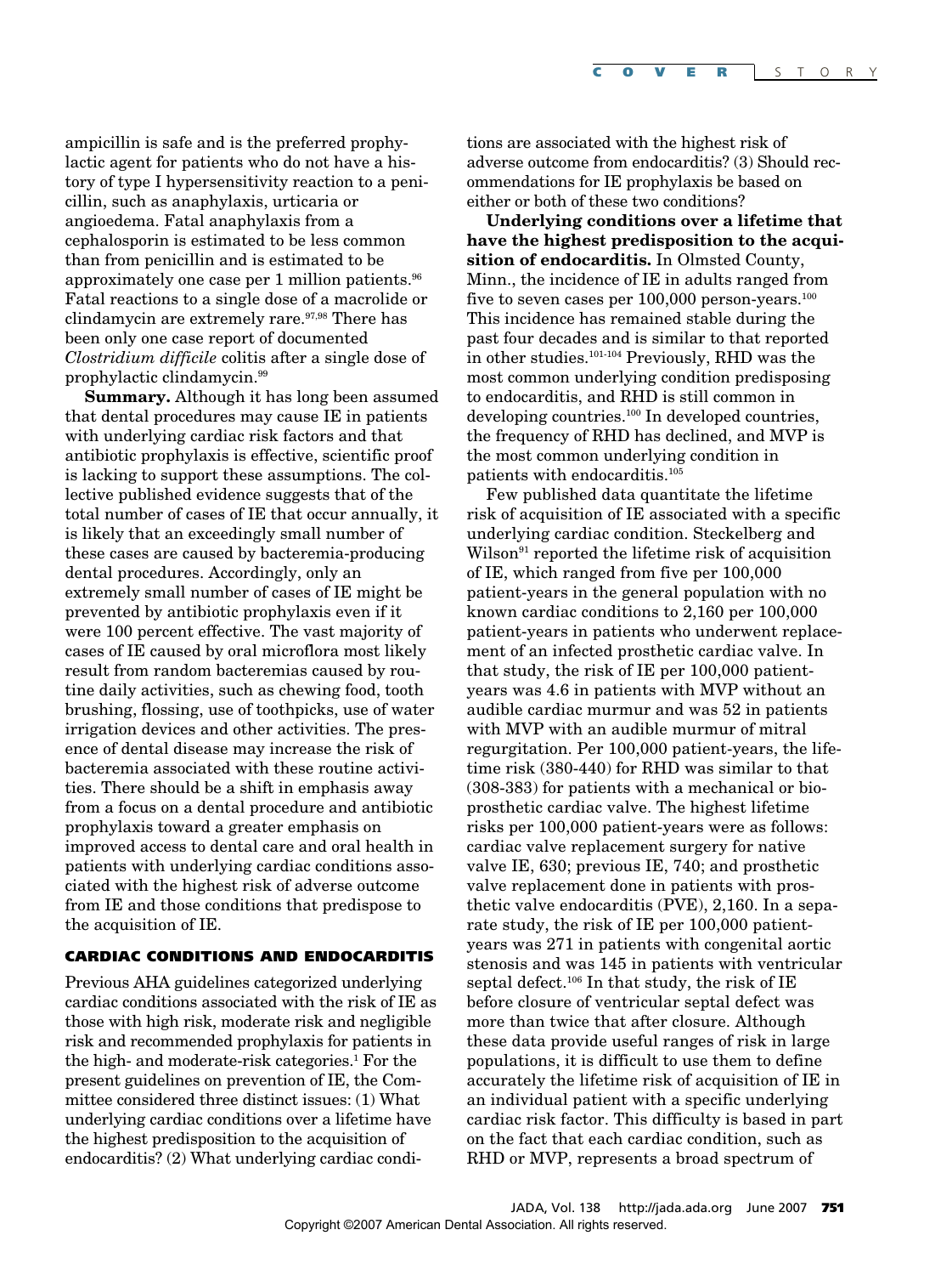ampicillin is safe and is the preferred prophylactic agent for patients who do not have a history of type I hypersensitivity reaction to a penicillin, such as anaphylaxis, urticaria or angioedema. Fatal anaphylaxis from a cephalosporin is estimated to be less common than from penicillin and is estimated to be approximately one case per 1 million patients.[96] Fatal reactions to a single dose of a macrolide or clindamycin are extremely rare.[97,98] There has been only one case report of documented *Clostridium difficile* colitis after a single dose of prophylactic clindamycin.[99]

**Summary.** Although it has long been assumed that dental procedures may cause IE in patients with underlying cardiac risk factors and that antibiotic prophylaxis is effective, scientific proof is lacking to support these assumptions. The collective published evidence suggests that of the total number of cases of IE that occur annually, it is likely that an exceedingly small number of these cases are caused by bacteremia-producing dental procedures. Accordingly, only an extremely small number of cases of IE might be prevented by antibiotic prophylaxis even if it were 100 percent effective. The vast majority of cases of IE caused by oral microflora most likely result from random bacteremias caused by routine daily activities, such as chewing food, tooth brushing, flossing, use of toothpicks, use of water irrigation devices and other activities. The presence of dental disease may increase the risk of bacteremia associated with these routine activities. There should be a shift in emphasis away from a focus on a dental procedure and antibiotic prophylaxis toward a greater emphasis on improved access to dental care and oral health in patients with underlying cardiac conditions associated with the highest risk of adverse outcome from IE and those conditions that predispose to the acquisition of IE.

## CARDIAC CONDITIONS AND ENDOCARDITIS

Previous AHA guidelines categorized underlying cardiac conditions associated with the risk of IE as those with high risk, moderate risk and negligible risk and recommended prophylaxis for patients in the high- and moderate-risk categories.[1] For the present guidelines on prevention of IE, the Committee considered three distinct issues: (1) What underlying cardiac conditions over a lifetime have the highest predisposition to the acquisition of endocarditis? (2) What underlying cardiac conditions are associated with the highest risk of adverse outcome from endocarditis? (3) Should recommendations for IE prophylaxis be based on either or both of these two conditions?

**Underlying conditions over a lifetime that have the highest predisposition to the acquisition of endocarditis.** In Olmsted County, Minn., the incidence of IE in adults ranged from five to seven cases per 100,000 person-years.[100] This incidence has remained stable during the past four decades and is similar to that reported in other studies.[101-104] Previously, RHD was the most common underlying condition predisposing to endocarditis, and RHD is still common in developing countries.[100] In developed countries, the frequency of RHD has declined, and MVP is the most common underlying condition in patients with endocarditis.[105]

Few published data quantitate the lifetime risk of acquisition of IE associated with a specific underlying cardiac condition. Steckelberg and Wilson[91] reported the lifetime risk of acquisition of IE, which ranged from five per 100,000 patient-years in the general population with no known cardiac conditions to 2,160 per 100,000 patient-years in patients who underwent replacement of an infected prosthetic cardiac valve. In that study, the risk of IE per 100,000 patient-years was 4.6 in patients with MVP without an audible cardiac murmur and was 52 in patients with MVP with an audible murmur of mitral regurgitation. Per 100,000 patient-years, the lifetime risk (380-440) for RHD was similar to that (308-383) for patients with a mechanical or bioprosthetic cardiac valve. The highest lifetime risks per 100,000 patient-years were as follows: cardiac valve replacement surgery for native valve IE, 630; previous IE, 740; and prosthetic valve replacement done in patients with prosthetic valve endocarditis (PVE), 2,160. In a separate study, the risk of IE per 100,000 patient-years was 271 in patients with congenital aortic stenosis and was 145 in patients with ventricular septal defect.[106] In that study, the risk of IE before closure of ventricular septal defect was more than twice that after closure. Although these data provide useful ranges of risk in large populations, it is difficult to use them to define accurately the lifetime risk of acquisition of IE in an individual patient with a specific underlying cardiac risk factor. This difficulty is based in part on the fact that each cardiac condition, such as RHD or MVP, represents a broad spectrum of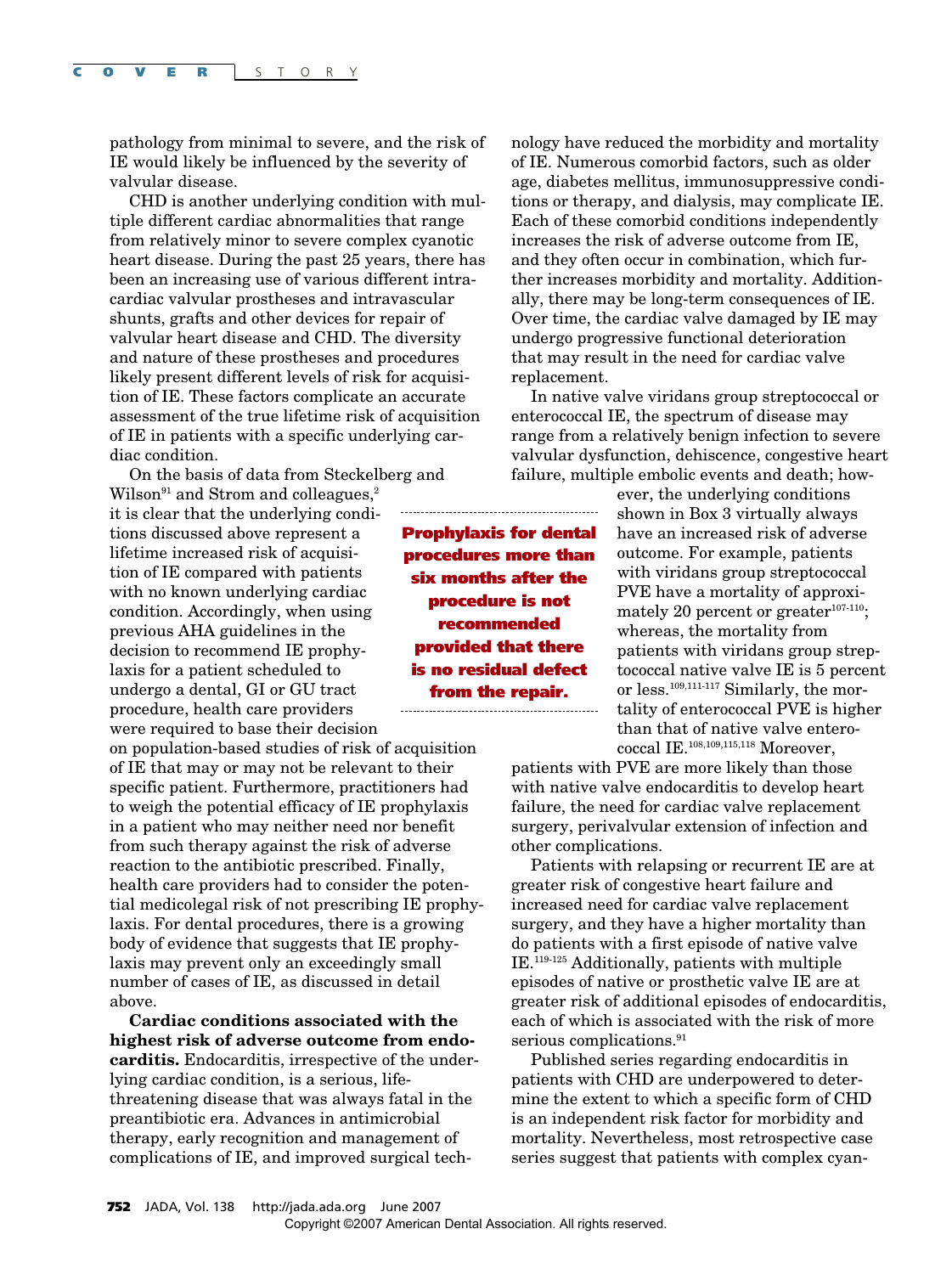pathology from minimal to severe, and the risk of IE would likely be influenced by the severity of valvular disease.

CHD is another underlying condition with multiple different cardiac abnormalities that range from relatively minor to severe complex cyanotic heart disease. During the past 25 years, there has been an increasing use of various different intracardiac valvular prostheses and intravascular shunts, grafts and other devices for repair of valvular heart disease and CHD. The diversity and nature of these prostheses and procedures likely present different levels of risk for acquisition of IE. These factors complicate an accurate assessment of the true lifetime risk of acquisition of IE in patients with a specific underlying cardiac condition.

On the basis of data from Steckelberg and Wilson[91] and Strom and colleagues,[2] it is clear that the underlying conditions discussed above represent a lifetime increased risk of acquisition of IE compared with patients with no known underlying cardiac condition. Accordingly, when using previous AHA guidelines in the decision to recommend IE prophylaxis for a patient scheduled to undergo a dental, GI or GU tract procedure, health care providers were required to base their decision on population-based studies of risk of acquisition of IE that may or may not be relevant to their specific patient. Furthermore, practitioners had to weigh the potential efficacy of IE prophylaxis in a patient who may neither need nor benefit from such therapy against the risk of adverse reaction to the antibiotic prescribed. Finally, health care providers had to consider the potential medicolegal risk of not prescribing IE prophylaxis. For dental procedures, there is a growing body of evidence that suggests that IE prophylaxis may prevent only an exceedingly small number of cases of IE, as discussed in detail above.

**Prophylaxis for dental procedures more than six months after the procedure is not recommended provided that there is no residual defect from the repair.**

**Cardiac conditions associated with the highest risk of adverse outcome from endocarditis.** Endocarditis, irrespective of the underlying cardiac condition, is a serious, life-threatening disease that was always fatal in the preantibiotic era. Advances in antimicrobial therapy, early recognition and management of complications of IE, and improved surgical technology have reduced the morbidity and mortality of IE. Numerous comorbid factors, such as older age, diabetes mellitus, immunosuppressive conditions or therapy, and dialysis, may complicate IE. Each of these comorbid conditions independently increases the risk of adverse outcome from IE, and they often occur in combination, which further increases morbidity and mortality. Additionally, there may be long-term consequences of IE. Over time, the cardiac valve damaged by IE may undergo progressive functional deterioration that may result in the need for cardiac valve replacement.

In native valve viridans group streptococcal or enterococcal IE, the spectrum of disease may range from a relatively benign infection to severe valvular dysfunction, dehiscence, congestive heart failure, multiple embolic events and death; however, the underlying conditions shown in Box 3 virtually always have an increased risk of adverse outcome. For example, patients with viridans group streptococcal PVE have a mortality of approximately 20 percent or greater[107-110]; whereas, the mortality from patients with viridans group streptococcal native valve IE is 5 percent or less.[109,111-117] Similarly, the mortality of enterococcal PVE is higher than that of native valve enterococcal IE.[108,109,115,118] Moreover, patients with PVE are more likely than those with native valve endocarditis to develop heart failure, the need for cardiac valve replacement surgery, perivalvular extension of infection and other complications.

Patients with relapsing or recurrent IE are at greater risk of congestive heart failure and increased need for cardiac valve replacement surgery, and they have a higher mortality than do patients with a first episode of native valve IE.[119-125] Additionally, patients with multiple episodes of native or prosthetic valve IE are at greater risk of additional episodes of endocarditis, each of which is associated with the risk of more serious complications.[91]

Published series regarding endocarditis in patients with CHD are underpowered to determine the extent to which a specific form of CHD is an independent risk factor for morbidity and mortality. Nevertheless, most retrospective case series suggest that patients with complex cyan-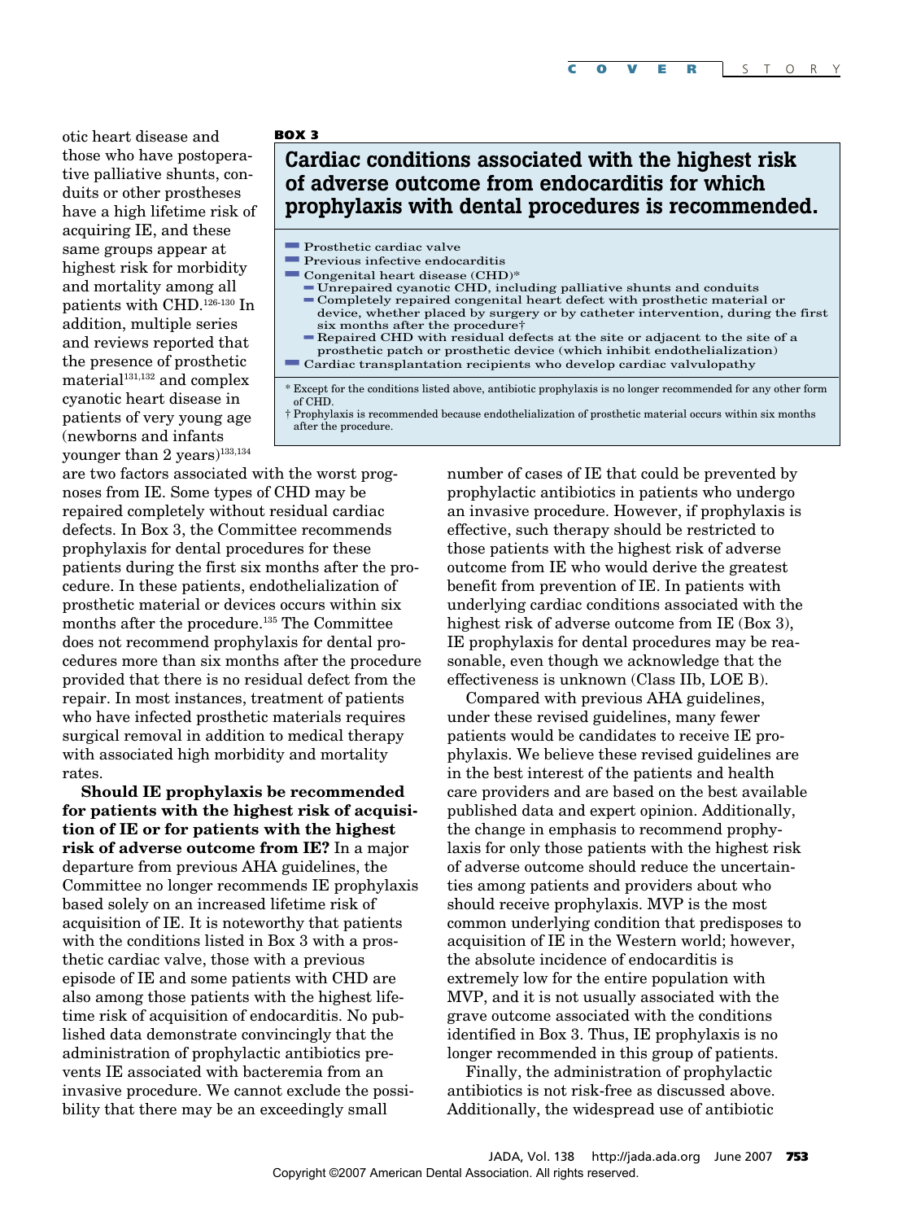otic heart disease and those who have postoperative palliative shunts, conduits or other prostheses have a high lifetime risk of acquiring IE, and these same groups appear at highest risk for morbidity and mortality among all patients with CHD.[126-130] In addition, multiple series and reviews reported that the presence of prosthetic material[131,132] and complex cyanotic heart disease in patients of very young age (newborns and infants younger than 2 years)[133,134] are two factors associated with the worst prognoses from IE. Some types of CHD may be repaired completely without residual cardiac defects. In Box 3, the Committee recommends prophylaxis for dental procedures for these patients during the first six months after the procedure. In these patients, endothelialization of prosthetic material or devices occurs within six months after the procedure.[135] The Committee does not recommend prophylaxis for dental procedures more than six months after the procedure provided that there is no residual defect from the repair. In most instances, treatment of patients who have infected prosthetic materials requires surgical removal in addition to medical therapy with associated high morbidity and mortality rates.

**BOX 3**

## Cardiac conditions associated with the highest risk of adverse outcome from endocarditis for which prophylaxis with dental procedures is recommended.

- Prosthetic cardiac valve
- Previous infective endocarditis
- Congenital heart disease (CHD)*
  - Unrepaired cyanotic CHD, including palliative shunts and conduits
  - Completely repaired congenital heart defect with prosthetic material or device, whether placed by surgery or by catheter intervention, during the first six months after the procedure†
  - Repaired CHD with residual defects at the site or adjacent to the site of a prosthetic patch or prosthetic device (which inhibit endothelialization)
- Cardiac transplantation recipients who develop cardiac valvulopathy

\* Except for the conditions listed above, antibiotic prophylaxis is no longer recommended for any other form of CHD.

† Prophylaxis is recommended because endothelialization of prosthetic material occurs within six months after the procedure.

**Should IE prophylaxis be recommended for patients with the highest risk of acquisition of IE or for patients with the highest risk of adverse outcome from IE?** In a major departure from previous AHA guidelines, the Committee no longer recommends IE prophylaxis based solely on an increased lifetime risk of acquisition of IE. It is noteworthy that patients with the conditions listed in Box 3 with a prosthetic cardiac valve, those with a previous episode of IE and some patients with CHD are also among those patients with the highest lifetime risk of acquisition of endocarditis. No published data demonstrate convincingly that the administration of prophylactic antibiotics prevents IE associated with bacteremia from an invasive procedure. We cannot exclude the possibility that there may be an exceedingly small number of cases of IE that could be prevented by prophylactic antibiotics in patients who undergo an invasive procedure. However, if prophylaxis is effective, such therapy should be restricted to those patients with the highest risk of adverse outcome from IE who would derive the greatest benefit from prevention of IE. In patients with underlying cardiac conditions associated with the highest risk of adverse outcome from IE (Box 3), IE prophylaxis for dental procedures may be reasonable, even though we acknowledge that the effectiveness is unknown (Class IIb, LOE B).

Compared with previous AHA guidelines, under these revised guidelines, many fewer patients would be candidates to receive IE prophylaxis. We believe these revised guidelines are in the best interest of the patients and health care providers and are based on the best available published data and expert opinion. Additionally, the change in emphasis to recommend prophylaxis for only those patients with the highest risk of adverse outcome should reduce the uncertainties among patients and providers about who should receive prophylaxis. MVP is the most common underlying condition that predisposes to acquisition of IE in the Western world; however, the absolute incidence of endocarditis is extremely low for the entire population with MVP, and it is not usually associated with the grave outcome associated with the conditions identified in Box 3. Thus, IE prophylaxis is no longer recommended in this group of patients.

Finally, the administration of prophylactic antibiotics is not risk-free as discussed above. Additionally, the widespread use of antibiotic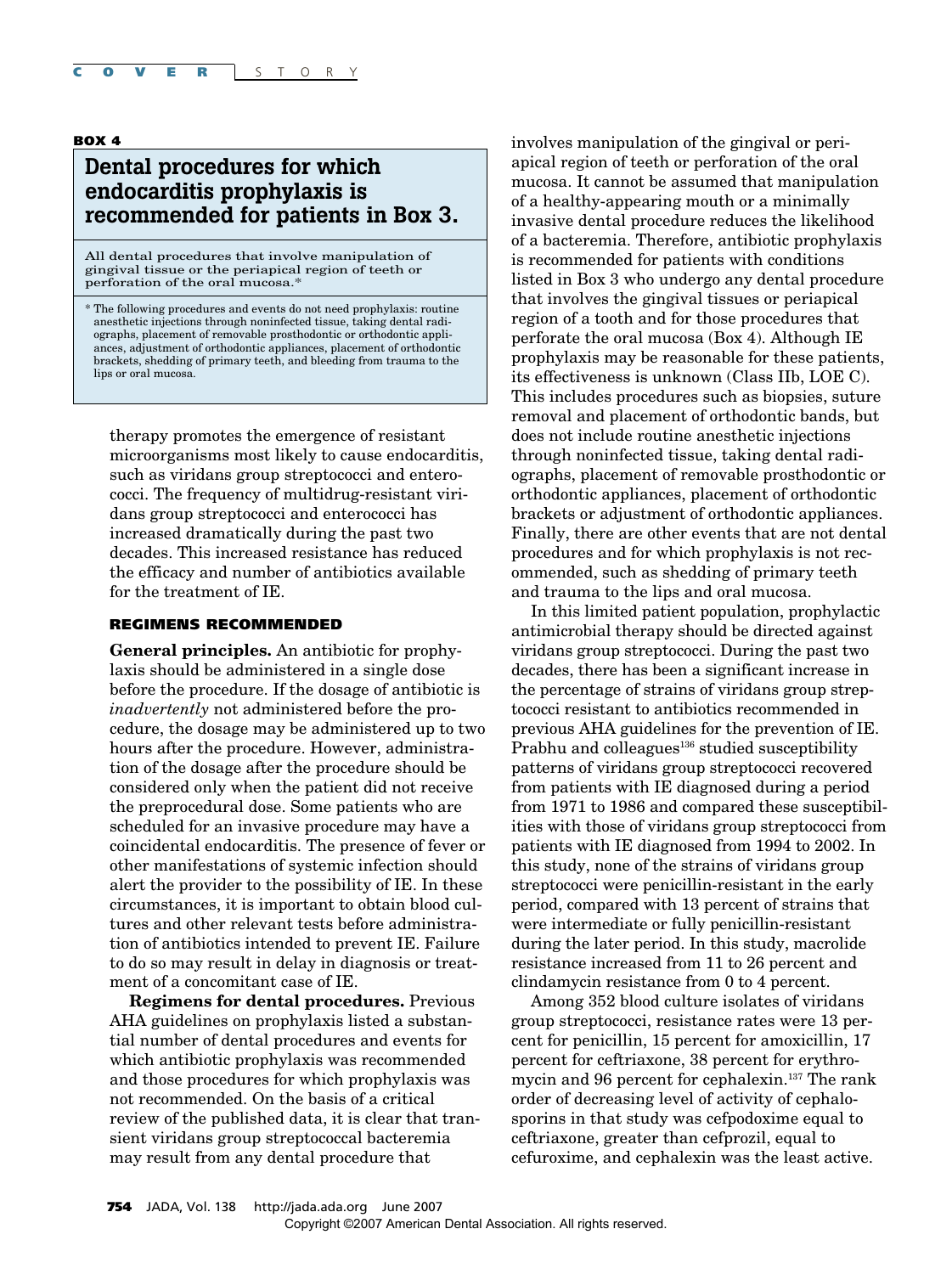**BOX 4**

## Dental procedures for which endocarditis prophylaxis is recommended for patients in Box 3.

All dental procedures that involve manipulation of gingival tissue or the periapical region of teeth or perforation of the oral mucosa.*

\* The following procedures and events do not need prophylaxis: routine anesthetic injections through noninfected tissue, taking dental radiographs, placement of removable prosthodontic or orthodontic appliances, adjustment of orthodontic appliances, placement of orthodontic brackets, shedding of primary teeth, and bleeding from trauma to the lips or oral mucosa.

therapy promotes the emergence of resistant microorganisms most likely to cause endocarditis, such as viridans group streptococci and enterococci. The frequency of multidrug-resistant viridans group streptococci and enterococci has increased dramatically during the past two decades. This increased resistance has reduced the efficacy and number of antibiotics available for the treatment of IE.

### REGIMENS RECOMMENDED

**General principles.** An antibiotic for prophylaxis should be administered in a single dose before the procedure. If the dosage of antibiotic is *inadvertently* not administered before the procedure, the dosage may be administered up to two hours after the procedure. However, administration of the dosage after the procedure should be considered only when the patient did not receive the preprocedural dose. Some patients who are scheduled for an invasive procedure may have a coincidental endocarditis. The presence of fever or other manifestations of systemic infection should alert the provider to the possibility of IE. In these circumstances, it is important to obtain blood cultures and other relevant tests before administration of antibiotics intended to prevent IE. Failure to do so may result in delay in diagnosis or treatment of a concomitant case of IE.

**Regimens for dental procedures.** Previous AHA guidelines on prophylaxis listed a substantial number of dental procedures and events for which antibiotic prophylaxis was recommended and those procedures for which prophylaxis was not recommended. On the basis of a critical review of the published data, it is clear that transient viridans group streptococcal bacteremia may result from any dental procedure that involves manipulation of the gingival or periapical region of teeth or perforation of the oral mucosa. It cannot be assumed that manipulation of a healthy-appearing mouth or a minimally invasive dental procedure reduces the likelihood of a bacteremia. Therefore, antibiotic prophylaxis is recommended for patients with conditions listed in Box 3 who undergo any dental procedure that involves the gingival tissues or periapical region of a tooth and for those procedures that perforate the oral mucosa (Box 4). Although IE prophylaxis may be reasonable for these patients, its effectiveness is unknown (Class IIb, LOE C). This includes procedures such as biopsies, suture removal and placement of orthodontic bands, but does not include routine anesthetic injections through noninfected tissue, taking dental radiographs, placement of removable prosthodontic or orthodontic appliances, placement of orthodontic brackets or adjustment of orthodontic appliances. Finally, there are other events that are not dental procedures and for which prophylaxis is not recommended, such as shedding of primary teeth and trauma to the lips and oral mucosa.

In this limited patient population, prophylactic antimicrobial therapy should be directed against viridans group streptococci. During the past two decades, there has been a significant increase in the percentage of strains of viridans group streptococci resistant to antibiotics recommended in previous AHA guidelines for the prevention of IE. Prabhu and colleagues[136] studied susceptibility patterns of viridans group streptococci recovered from patients with IE diagnosed during a period from 1971 to 1986 and compared these susceptibilities with those of viridans group streptococci from patients with IE diagnosed from 1994 to 2002. In this study, none of the strains of viridans group streptococci were penicillin-resistant in the early period, compared with 13 percent of strains that were intermediate or fully penicillin-resistant during the later period. In this study, macrolide resistance increased from 11 to 26 percent and clindamycin resistance from 0 to 4 percent.

Among 352 blood culture isolates of viridans group streptococci, resistance rates were 13 percent for penicillin, 15 percent for amoxicillin, 17 percent for ceftriaxone, 38 percent for erythromycin and 96 percent for cephalexin.[137] The rank order of decreasing level of activity of cephalosporins in that study was cefpodoxime equal to ceftriaxone, greater than cefprozil, equal to cefuroxime, and cephalexin was the least active.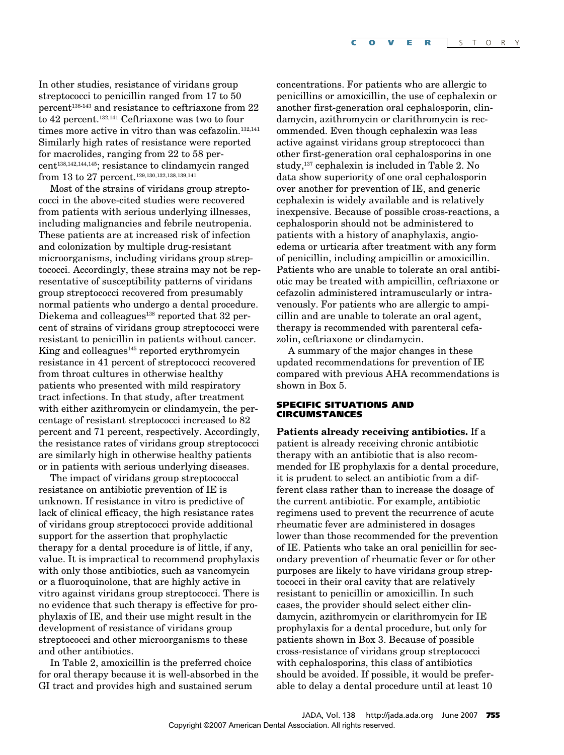In other studies, resistance of viridans group streptococci to penicillin ranged from 17 to 50 percent[138-143] and resistance to ceftriaxone from 22 to 42 percent.[132,141] Ceftriaxone was two to four times more active in vitro than was cefazolin.[132,141] Similarly high rates of resistance were reported for macrolides, ranging from 22 to 58 percent[138,142,144,145]; resistance to clindamycin ranged from 13 to 27 percent.[129,130,132,138,139,141]

Most of the strains of viridans group streptococci in the above-cited studies were recovered from patients with serious underlying illnesses, including malignancies and febrile neutropenia. These patients are at increased risk of infection and colonization by multiple drug-resistant microorganisms, including viridans group streptococci. Accordingly, these strains may not be representative of susceptibility patterns of viridans group streptococci recovered from presumably normal patients who undergo a dental procedure. Diekema and colleagues[138] reported that 32 percent of strains of viridans group streptococci were resistant to penicillin in patients without cancer. King and colleagues[145] reported erythromycin resistance in 41 percent of streptococci recovered from throat cultures in otherwise healthy patients who presented with mild respiratory tract infections. In that study, after treatment with either azithromycin or clindamycin, the percentage of resistant streptococci increased to 82 percent and 71 percent, respectively. Accordingly, the resistance rates of viridans group streptococci are similarly high in otherwise healthy patients or in patients with serious underlying diseases.

The impact of viridans group streptococcal resistance on antibiotic prevention of IE is unknown. If resistance in vitro is predictive of lack of clinical efficacy, the high resistance rates of viridans group streptococci provide additional support for the assertion that prophylactic therapy for a dental procedure is of little, if any, value. It is impractical to recommend prophylaxis with only those antibiotics, such as vancomycin or a fluoroquinolone, that are highly active in vitro against viridans group streptococci. There is no evidence that such therapy is effective for prophylaxis of IE, and their use might result in the development of resistance of viridans group streptococci and other microorganisms to these and other antibiotics.

In Table 2, amoxicillin is the preferred choice for oral therapy because it is well-absorbed in the GI tract and provides high and sustained serum concentrations. For patients who are allergic to penicillins or amoxicillin, the use of cephalexin or another first-generation oral cephalosporin, clindamycin, azithromycin or clarithromycin is recommended. Even though cephalexin was less active against viridans group streptococci than other first-generation oral cephalosporins in one study,[137] cephalexin is included in Table 2. No data show superiority of one oral cephalosporin over another for prevention of IE, and generic cephalexin is widely available and is relatively inexpensive. Because of possible cross-reactions, a cephalosporin should not be administered to patients with a history of anaphylaxis, angioedema or urticaria after treatment with any form of penicillin, including ampicillin or amoxicillin. Patients who are unable to tolerate an oral antibiotic may be treated with ampicillin, ceftriaxone or cefazolin administered intramuscularly or intravenously. For patients who are allergic to ampicillin and are unable to tolerate an oral agent, therapy is recommended with parenteral cefazolin, ceftriaxone or clindamycin.

A summary of the major changes in these updated recommendations for prevention of IE compared with previous AHA recommendations is shown in Box 5.

## SPECIFIC SITUATIONS AND CIRCUMSTANCES

**Patients already receiving antibiotics.** If a patient is already receiving chronic antibiotic therapy with an antibiotic that is also recommended for IE prophylaxis for a dental procedure, it is prudent to select an antibiotic from a different class rather than to increase the dosage of the current antibiotic. For example, antibiotic regimens used to prevent the recurrence of acute rheumatic fever are administered in dosages lower than those recommended for the prevention of IE. Patients who take an oral penicillin for secondary prevention of rheumatic fever or for other purposes are likely to have viridans group streptococci in their oral cavity that are relatively resistant to penicillin or amoxicillin. In such cases, the provider should select either clindamycin, azithromycin or clarithromycin for IE prophylaxis for a dental procedure, but only for patients shown in Box 3. Because of possible cross-resistance of viridans group streptococci with cephalosporins, this class of antibiotics should be avoided. If possible, it would be preferable to delay a dental procedure until at least 10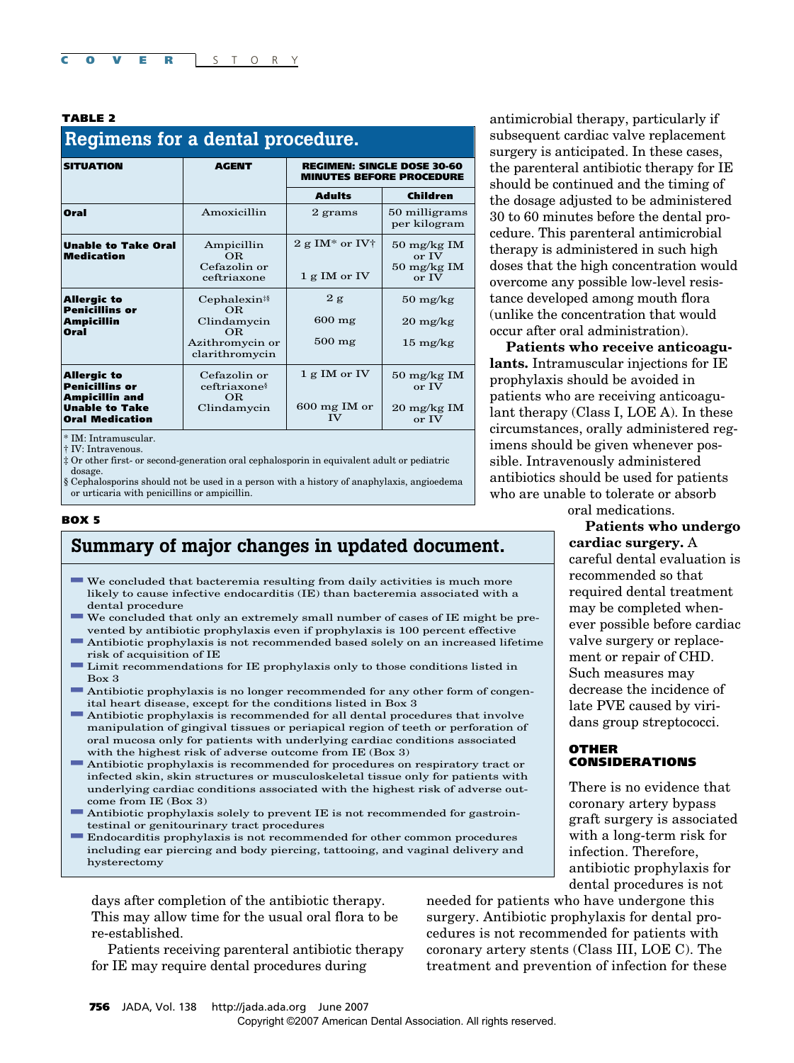**TABLE 2**

## Regimens for a dental procedure.

| SITUATION | AGENT | REGIMEN: SINGLE DOSE 30-60 MINUTES BEFORE PROCEDURE | |
|---|---|---|---|
| | | **Adults** | **Children** |
| **Oral** | Amoxicillin | 2 grams | 50 milligrams per kilogram |
| **Unable to Take Oral Medication** | Ampicillin OR Cefazolin or ceftriaxone | 2 g IM* or IV† <br> 1 g IM or IV | 50 mg/kg IM or IV <br> 50 mg/kg IM or IV |
| **Allergic to Penicillins or Ampicillin Oral** | Cephalexin‡§ OR Clindamycin OR Azithromycin or clarithromycin | 2 g <br> 600 mg <br> 500 mg | 50 mg/kg <br> 20 mg/kg <br> 15 mg/kg |
| **Allergic to Penicillins or Ampicillin and Unable to Take Oral Medication** | Cefazolin or ceftriaxone§ OR Clindamycin | 1 g IM or IV <br> 600 mg IM or IV | 50 mg/kg IM or IV <br> 20 mg/kg IM or IV |

\* IM: Intramuscular.
† IV: Intravenous.
‡ Or other first- or second-generation oral cephalosporin in equivalent adult or pediatric dosage.
§ Cephalosporins should not be used in a person with a history of anaphylaxis, angioedema or urticaria with penicillins or ampicillin.

**BOX 5**

## Summary of major changes in updated document.

- We concluded that bacteremia resulting from daily activities is much more likely to cause infective endocarditis (IE) than bacteremia associated with a dental procedure
- We concluded that only an extremely small number of cases of IE might be prevented by antibiotic prophylaxis even if prophylaxis is 100 percent effective
- Antibiotic prophylaxis is not recommended based solely on an increased lifetime risk of acquisition of IE
- Limit recommendations for IE prophylaxis only to those conditions listed in Box 3
- Antibiotic prophylaxis is no longer recommended for any other form of congenital heart disease, except for the conditions listed in Box 3
- Antibiotic prophylaxis is recommended for all dental procedures that involve manipulation of gingival tissues or periapical region of teeth or perforation of oral mucosa only for patients with underlying cardiac conditions associated with the highest risk of adverse outcome from IE (Box 3)
- Antibiotic prophylaxis is recommended for procedures on respiratory tract or infected skin, skin structures or musculoskeletal tissue only for patients with underlying cardiac conditions associated with the highest risk of adverse outcome from IE (Box 3)
- Antibiotic prophylaxis solely to prevent IE is not recommended for gastrointestinal or genitourinary tract procedures
- Endocarditis prophylaxis is not recommended for other common procedures including ear piercing and body piercing, tattooing, and vaginal delivery and hysterectomy

days after completion of the antibiotic therapy. This may allow time for the usual oral flora to be re-established.

Patients receiving parenteral antibiotic therapy for IE may require dental procedures during antimicrobial therapy, particularly if subsequent cardiac valve replacement surgery is anticipated. In these cases, the parenteral antibiotic therapy for IE should be continued and the timing of the dosage adjusted to be administered 30 to 60 minutes before the dental procedure. This parenteral antimicrobial therapy is administered in such high doses that the high concentration would overcome any possible low-level resistance developed among mouth flora (unlike the concentration that would occur after oral administration).

**Patients who receive anticoagulants.** Intramuscular injections for IE prophylaxis should be avoided in patients who are receiving anticoagulant therapy (Class I, LOE A). In these circumstances, orally administered regimens should be given whenever possible. Intravenously administered antibiotics should be used for patients who are unable to tolerate or absorb oral medications.

**Patients who undergo cardiac surgery.** A careful dental evaluation is recommended so that required dental treatment may be completed whenever possible before cardiac valve surgery or replacement or repair of CHD. Such measures may decrease the incidence of late PVE caused by viridans group streptococci.

### OTHER CONSIDERATIONS

There is no evidence that coronary artery bypass graft surgery is associated with a long-term risk for infection. Therefore, antibiotic prophylaxis for dental procedures is not needed for patients who have undergone this surgery. Antibiotic prophylaxis for dental procedures is not recommended for patients with coronary artery stents (Class III, LOE C). The treatment and prevention of infection for these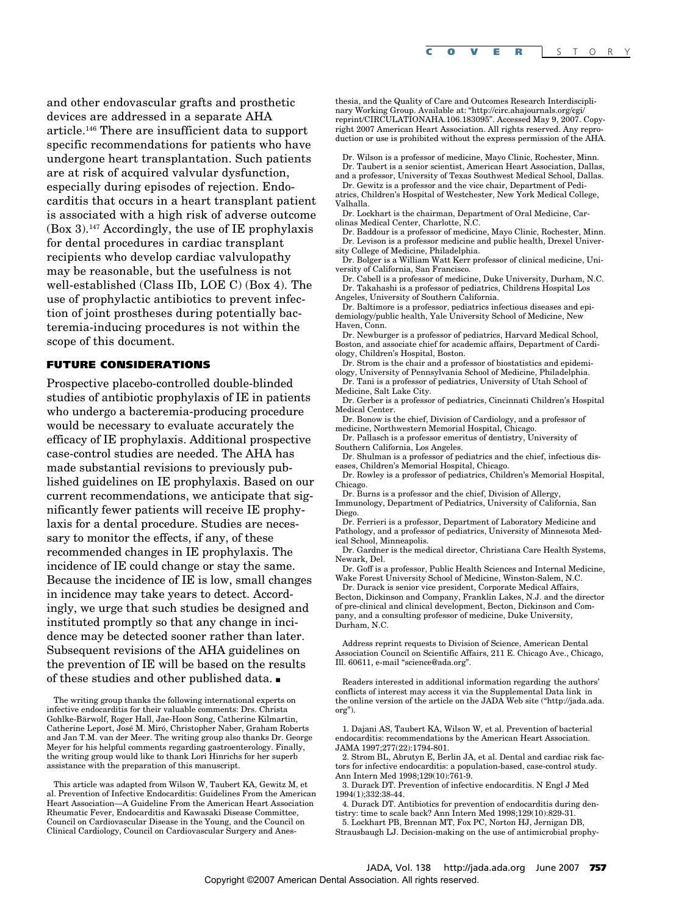and other endovascular grafts and prosthetic devices are addressed in a separate AHA article.[146] There are insufficient data to support specific recommendations for patients who have undergone heart transplantation. Such patients are at risk of acquired valvular dysfunction, especially during episodes of rejection. Endocarditis that occurs in a heart transplant patient is associated with a high risk of adverse outcome (Box 3).[147] Accordingly, the use of IE prophylaxis for dental procedures in cardiac transplant recipients who develop cardiac valvulopathy may be reasonable, but the usefulness is not well-established (Class IIb, LOE C) (Box 4). The use of prophylactic antibiotics to prevent infection of joint prostheses during potentially bacteremia-inducing procedures is not within the scope of this document.

### FUTURE CONSIDERATIONS

Prospective placebo-controlled double-blinded studies of antibiotic prophylaxis of IE in patients who undergo a bacteremia-producing procedure would be necessary to evaluate accurately the efficacy of IE prophylaxis. Additional prospective case-control studies are needed. The AHA has made substantial revisions to previously published guidelines on IE prophylaxis. Based on our current recommendations, we anticipate that significantly fewer patients will receive IE prophylaxis for a dental procedure. Studies are necessary to monitor the effects, if any, of these recommended changes in IE prophylaxis. The incidence of IE could change or stay the same. Because the incidence of IE is low, small changes in incidence may take years to detect. Accordingly, we urge that such studies be designed and instituted promptly so that any change in incidence may be detected sooner rather than later. Subsequent revisions of the AHA guidelines on the prevention of IE will be based on the results of these studies and other published data. ■

The writing group thanks the following international experts on infective endocarditis for their valuable comments: Drs. Christa Gohlke-Bärwolf, Roger Hall, Jae-Hoon Song, Catherine Kilmartin, Catherine Leport, José M. Miró, Christopher Naber, Graham Roberts and Jan T.M. van der Meer. The writing group also thanks Dr. George Meyer for his helpful comments regarding gastroenterology. Finally, the writing group would like to thank Lori Hinrichs for her superb assistance with the preparation of this manuscript.

This article was adapted from Wilson W, Taubert KA, Gewitz M, et al. Prevention of Infective Endocarditis: Guidelines From the American Heart Association—A Guideline From the American Heart Association Rheumatic Fever, Endocarditis and Kawasaki Disease Committee, Council on Cardiovascular Disease in the Young, and the Council on Clinical Cardiology, Council on Cardiovascular Surgery and Anesthesia, and the Quality of Care and Outcomes Research Interdisciplinary Working Group. Available at: "http://circ.ahajournals.org/cgi/reprint/CIRCULATIONAHA.106.183095". Accessed May 9, 2007. Copyright 2007 American Heart Association. All rights reserved. Any reproduction or use is prohibited without the express permission of the AHA.

Dr. Wilson is a professor of medicine, Mayo Clinic, Rochester, Minn.

Dr. Taubert is a senior scientist, American Heart Association, Dallas, and a professor, University of Texas Southwest Medical School, Dallas.

Dr. Gewitz is a professor and the vice chair, Department of Pediatrics, Children's Hospital of Westchester, New York Medical College, Valhalla.

Dr. Lockhart is the chairman, Department of Oral Medicine, Carolinas Medical Center, Charlotte, N.C.

Dr. Baddour is a professor of medicine, Mayo Clinic, Rochester, Minn.

Dr. Levison is a professor medicine and public health, Drexel University College of Medicine, Philadelphia.

Dr. Bolger is a William Watt Kerr professor of clinical medicine, University of California, San Francisco.

Dr. Cabell is a professor of medicine, Duke University, Durham, N.C.

Dr. Takahashi is a professor of pediatrics, Childrens Hospital Los Angeles, University of Southern California.

Dr. Baltimore is a professor, pediatrics infectious diseases and epidemiology/public health, Yale University School of Medicine, New Haven, Conn.

Dr. Newburger is a professor of pediatrics, Harvard Medical School, Boston, and associate chief for academic affairs, Department of Cardiology, Children's Hospital, Boston.

Dr. Strom is the chair and a professor of biostatistics and epidemiology, University of Pennsylvania School of Medicine, Philadelphia.

Dr. Tani is a professor of pediatrics, University of Utah School of Medicine, Salt Lake City.

Dr. Gerber is a professor of pediatrics, Cincinnati Children's Hospital Medical Center.

Dr. Bonow is the chief, Division of Cardiology, and a professor of medicine, Northwestern Memorial Hospital, Chicago.

Dr. Pallasch is a professor emeritus of dentistry, University of Southern California, Los Angeles.

Dr. Shulman is a professor of pediatrics and the chief, infectious diseases, Children's Memorial Hospital, Chicago.

Dr. Rowley is a professor of pediatrics, Children's Memorial Hospital, Chicago.

Dr. Burns is a professor and the chief, Division of Allergy, Immunology, Department of Pediatrics, University of California, San Diego.

Dr. Ferrieri is a professor, Department of Laboratory Medicine and Pathology, and a professor of pediatrics, University of Minnesota Medical School, Minneapolis.

Dr. Gardner is the medical director, Christiana Care Health Systems, Newark, Del.

Dr. Goff is a professor, Public Health Sciences and Internal Medicine, Wake Forest University School of Medicine, Winston-Salem, N.C.

Dr. Durack is senior vice president, Corporate Medical Affairs, Becton, Dickinson and Company, Franklin Lakes, N.J. and the director of pre-clinical and clinical development, Becton, Dickinson and Company, and a consulting professor of medicine, Duke University, Durham, N.C.

Address reprint requests to Division of Science, American Dental Association Council on Scientific Affairs, 211 E. Chicago Ave., Chicago, Ill. 60611, e-mail "science@ada.org".

Readers interested in additional information regarding the authors' conflicts of interest may access it via the Supplemental Data link in the online version of the article on the JADA Web site ("http://jada.ada.org").

1. Dajani AS, Taubert KA, Wilson W, et al. Prevention of bacterial endocarditis: recommendations by the American Heart Association. JAMA 1997;277(22):1794-801.
2. Strom BL, Abrutyn E, Berlin JA, et al. Dental and cardiac risk factors for infective endocarditis: a population-based, case-control study. Ann Intern Med 1998;129(10):761-9.
3. Durack DT. Prevention of infective endocarditis. N Engl J Med 1994(1);332:38-44.
4. Durack DT. Antibiotics for prevention of endocarditis during dentistry: time to scale back? Ann Intern Med 1998;129(10):829-31.
5. Lockhart PB, Brennan MT, Fox PC, Norton HJ, Jernigan DB, Strausbaugh LJ. Decision-making on the use of antimicrobial prophy-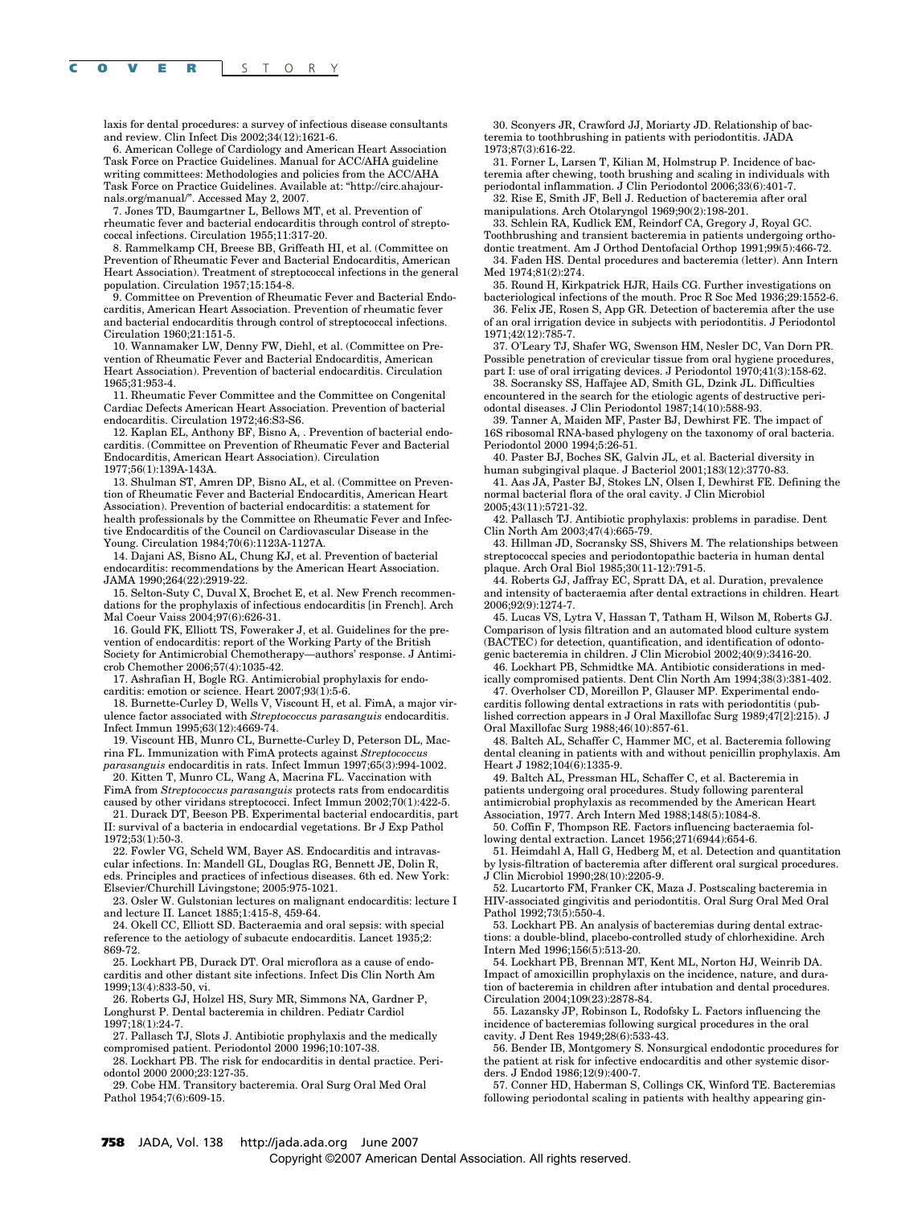laxis for dental procedures: a survey of infectious disease consultants and review. Clin Infect Dis 2002;34(12):1621-6.

6. American College of Cardiology and American Heart Association Task Force on Practice Guidelines. Manual for ACC/AHA guideline writing committees: Methodologies and policies from the ACC/AHA Task Force on Practice Guidelines. Available at: "http://circ.ahajournals.org/manual/". Accessed May 2, 2007.

7. Jones TD, Baumgartner L, Bellows MT, et al. Prevention of rheumatic fever and bacterial endocarditis through control of streptococcal infections. Circulation 1955;11:317-20.

8. Rammelkamp CH, Breese BB, Griffeath HI, et al. (Committee on Prevention of Rheumatic Fever and Bacterial Endocarditis, American Heart Association). Treatment of streptococcal infections in the general population. Circulation 1957;15:154-8.

9. Committee on Prevention of Rheumatic Fever and Bacterial Endocarditis, American Heart Association. Prevention of rheumatic fever and bacterial endocarditis through control of streptococcal infections. Circulation 1960;21:151-5.

10. Wannamaker LW, Denny FW, Diehl, et al. (Committee on Prevention of Rheumatic Fever and Bacterial Endocarditis, American Heart Association). Prevention of bacterial endocarditis. Circulation 1965;31:953-4.

11. Rheumatic Fever Committee and the Committee on Congenital Cardiac Defects American Heart Association. Prevention of bacterial endocarditis. Circulation 1972;46:S3-S6.

12. Kaplan EL, Anthony BF, Bisno A, . Prevention of bacterial endocarditis. (Committee on Prevention of Rheumatic Fever and Bacterial Endocarditis, American Heart Association). Circulation 1977;56(1):139A-143A.

13. Shulman ST, Amren DP, Bisno AL, et al. (Committee on Prevention of Rheumatic Fever and Bacterial Endocarditis, American Heart Association). Prevention of bacterial endocarditis: a statement for health professionals by the Committee on Rheumatic Fever and Infective Endocarditis of the Council on Cardiovascular Disease in the Young. Circulation 1984;70(6):1123A-1127A.

14. Dajani AS, Bisno AL, Chung KJ, et al. Prevention of bacterial endocarditis: recommendations by the American Heart Association. JAMA 1990;264(22):2919-22.

15. Selton-Suty C, Duval X, Brochet E, et al. New French recommendations for the prophylaxis of infectious endocarditis [in French]. Arch Mal Coeur Vaiss 2004;97(6):626-31.

16. Gould FK, Elliott TS, Foweraker J, et al. Guidelines for the prevention of endocarditis: report of the Working Party of the British Society for Antimicrobial Chemotherapy—authors' response. J Antimicrob Chemother 2006;57(4):1035-42.

17. Ashrafian H, Bogle RG. Antimicrobial prophylaxis for endocarditis: emotion or science. Heart 2007;93(1):5-6.

18. Burnette-Curley D, Wells V, Viscount H, et al. FimA, a major virulence factor associated with *Streptococcus parasanguis* endocarditis. Infect Immun 1995;63(12):4669-74.

19. Viscount HB, Munro CL, Burnette-Curley D, Peterson DL, Macrina FL. Immunization with FimA protects against *Streptococcus parasanguis* endocarditis in rats. Infect Immun 1997;65(3):994-1002.

20. Kitten T, Munro CL, Wang A, Macrina FL. Vaccination with FimA from *Streptococcus parasanguis* protects rats from endocarditis caused by other viridans streptococci. Infect Immun 2002;70(1):422-5.

21. Durack DT, Beeson PB. Experimental bacterial endocarditis, part II: survival of a bacteria in endocardial vegetations. Br J Exp Pathol 1972;53(1):50-3.

22. Fowler VG, Scheld WM, Bayer AS. Endocarditis and intravascular infections. In: Mandell GL, Douglas RG, Bennett JE, Dolin R, eds. Principles and practices of infectious diseases. 6th ed. New York: Elsevier/Churchill Livingstone; 2005:975-1021.

23. Osler W. Gulstonian lectures on malignant endocarditis: lecture I and lecture II. Lancet 1885;1:415-8, 459-64.

24. Okell CC, Elliott SD. Bacteraemia and oral sepsis: with special reference to the aetiology of subacute endocarditis. Lancet 1935;2: 869-72.

25. Lockhart PB, Durack DT. Oral microflora as a cause of endocarditis and other distant site infections. Infect Dis Clin North Am 1999;13(4):833-50, vi.

26. Roberts GJ, Holzel HS, Sury MR, Simmons NA, Gardner P, Longhurst P. Dental bacteremia in children. Pediatr Cardiol 1997;18(1):24-7.

27. Pallasch TJ, Slots J. Antibiotic prophylaxis and the medically compromised patient. Periodontol 2000 1996;10:107-38.

28. Lockhart PB. The risk for endocarditis in dental practice. Periodontol 2000 2000;23:127-35.

29. Cobe HM. Transitory bacteremia. Oral Surg Oral Med Oral Pathol 1954;7(6):609-15.

30. Sconyers JR, Crawford JJ, Moriarty JD. Relationship of bacteremia to toothbrushing in patients with periodontitis. JADA 1973;87(3):616-22.

31. Forner L, Larsen T, Kilian M, Holmstrup P. Incidence of bacteremia after chewing, tooth brushing and scaling in individuals with periodontal inflammation. J Clin Periodontol 2006;33(6):401-7.

32. Rise E, Smith JF, Bell J. Reduction of bacteremia after oral manipulations. Arch Otolaryngol 1969;90(2):198-201.

33. Schlein RA, Kudlick EM, Reindorf CA, Gregory J, Royal GC. Toothbrushing and transient bacteremia in patients undergoing orthodontic treatment. Am J Orthod Dentofacial Orthop 1991;99(5):466-72.

34. Faden HS. Dental procedures and bacteremia (letter). Ann Intern Med 1974;81(2):274.

35. Round H, Kirkpatrick HJR, Hails CG. Further investigations on bacteriological infections of the mouth. Proc R Soc Med 1936;29:1552-6.

36. Felix JE, Rosen S, App GR. Detection of bacteremia after the use of an oral irrigation device in subjects with periodontitis. J Periodontol 1971;42(12):785-7.

37. O'Leary TJ, Shafer WG, Swenson HM, Nesler DC, Van Dorn PR. Possible penetration of crevicular tissue from oral hygiene procedures, part I: use of oral irrigating devices. J Periodontol 1970;41(3):158-62.

38. Socransky SS, Haffajee AD, Smith GL, Dzink JL. Difficulties encountered in the search for the etiologic agents of destructive periodontal diseases. J Clin Periodontol 1987;14(10):588-93.

39. Tanner A, Maiden MF, Paster BJ, Dewhirst FE. The impact of 16S ribosomal RNA-based phylogeny on the taxonomy of oral bacteria. Periodontol 2000 1994;5:26-51.

40. Paster BJ, Boches SK, Galvin JL, et al. Bacterial diversity in human subgingival plaque. J Bacteriol 2001;183(12):3770-83.

41. Aas JA, Paster BJ, Stokes LN, Olsen I, Dewhirst FE. Defining the normal bacterial flora of the oral cavity. J Clin Microbiol 2005;43(11):5721-32.

42. Pallasch TJ. Antibiotic prophylaxis: problems in paradise. Dent Clin North Am 2003;47(4):665-79.

43. Hillman JD, Socransky SS, Shivers M. The relationships between streptococcal species and periodontopathic bacteria in human dental plaque. Arch Oral Biol 1985;30(11-12):791-5.

44. Roberts GJ, Jaffray EC, Spratt DA, et al. Duration, prevalence and intensity of bacteraemia after dental extractions in children. Heart 2006;92(9):1274-7.

45. Lucas VS, Lytra V, Hassan T, Tatham H, Wilson M, Roberts GJ. Comparison of lysis filtration and an automated blood culture system (BACTEC) for detection, quantification, and identification of odontogenic bacteremia in children. J Clin Microbiol 2002;40(9):3416-20.

46. Lockhart PB, Schmidtke MA. Antibiotic considerations in medically compromised patients. Dent Clin North Am 1994;38(3):381-402.

47. Overholser CD, Moreillon P, Glauser MP. Experimental endocarditis following dental extractions in rats with periodontitis (published correction appears in J Oral Maxillofac Surg 1989;47[2]:215). J Oral Maxillofac Surg 1988;46(10):857-61.

48. Baltch AL, Schaffer C, Hammer MC, et al. Bacteremia following dental cleaning in patients with and without penicillin prophylaxis. Am Heart J 1982;104(6):1335-9.

49. Baltch AL, Pressman HL, Schaffer C, et al. Bacteremia in patients undergoing oral procedures. Study following parenteral antimicrobial prophylaxis as recommended by the American Heart Association, 1977. Arch Intern Med 1988;148(5):1084-8.

50. Coffin F, Thompson RE. Factors influencing bacteraemia following dental extraction. Lancet 1956;271(6944):654-6.

51. Heimdahl A, Hall G, Hedberg M, et al. Detection and quantitation by lysis-filtration of bacteremia after different oral surgical procedures. J Clin Microbiol 1990;28(10):2205-9.

52. Lucartorto FM, Franker CK, Maza J. Postscaling bacteremia in HIV-associated gingivitis and periodontitis. Oral Surg Oral Med Oral Pathol 1992;73(5):550-4.

53. Lockhart PB. An analysis of bacteremias during dental extractions: a double-blind, placebo-controlled study of chlorhexidine. Arch Intern Med 1996;156(5):513-20.

54. Lockhart PB, Brennan MT, Kent ML, Norton HJ, Weinrib DA. Impact of amoxicillin prophylaxis on the incidence, nature, and duration of bacteremia in children after intubation and dental procedures. Circulation 2004;109(23):2878-84.

55. Lazansky JP, Robinson L, Rodofsky L. Factors influencing the incidence of bacteremias following surgical procedures in the oral cavity. J Dent Res 1949;28(6):533-43.

56. Bender IB, Montgomery S. Nonsurgical endodontic procedures for the patient at risk for infective endocarditis and other systemic disorders. J Endod 1986;12(9):400-7.

57. Conner HD, Haberman S, Collings CK, Winford TE. Bacteremias following periodontal scaling in patients with healthy appearing gin-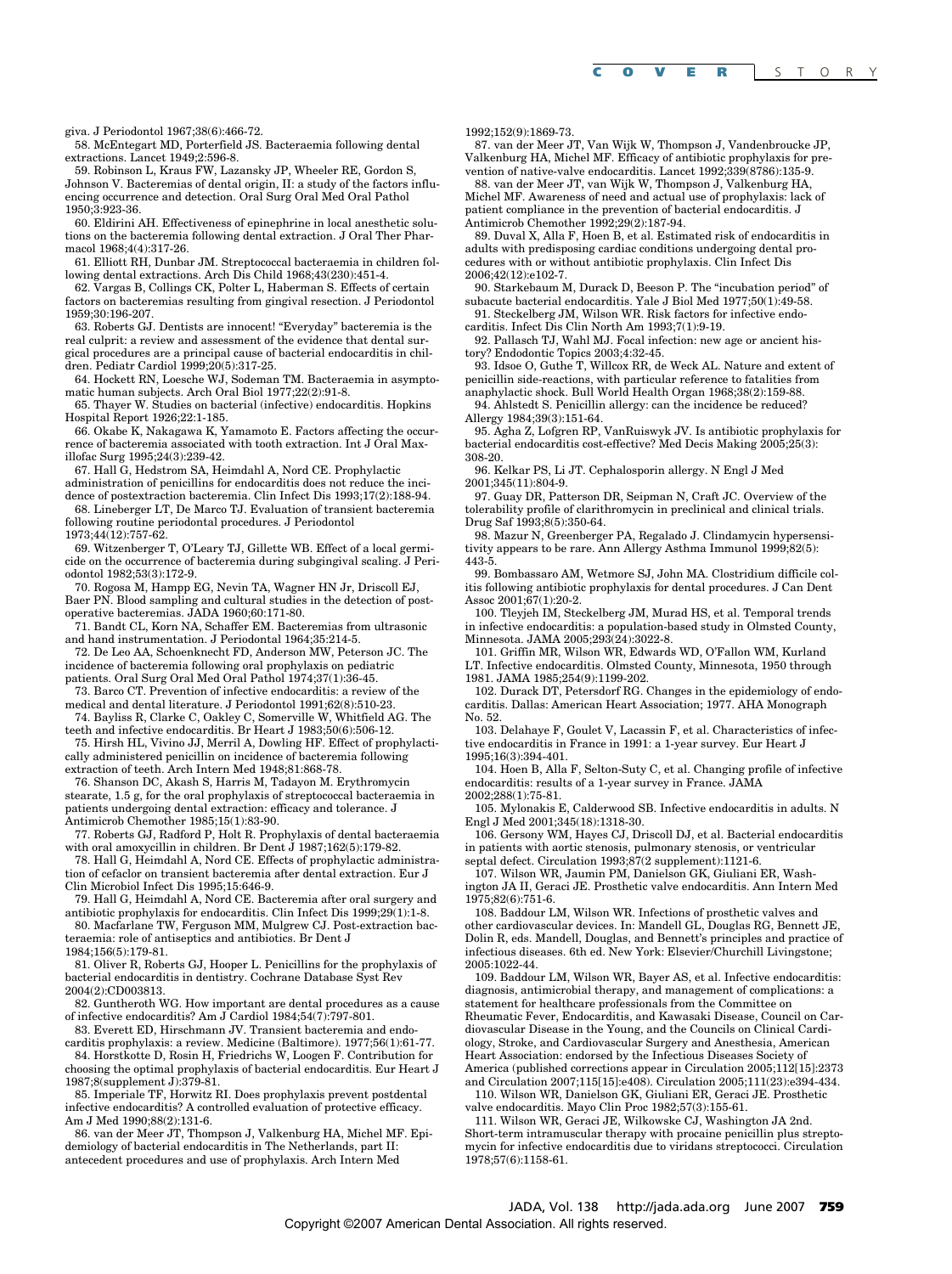giva. J Periodontol 1967;38(6):466-72.

58. McEntegart MD, Porterfield JS. Bacteraemia following dental extractions. Lancet 1949;2:596-8.

59. Robinson L, Kraus FW, Lazansky JP, Wheeler RE, Gordon S, Johnson V. Bacteremias of dental origin, II: a study of the factors influencing occurrence and detection. Oral Surg Oral Med Oral Pathol 1950;3:923-36.

60. Eldirini AH. Effectiveness of epinephrine in local anesthetic solutions on the bacteremia following dental extraction. J Oral Ther Pharmacol 1968;4(4):317-26.

61. Elliott RH, Dunbar JM. Streptococcal bacteraemia in children following dental extractions. Arch Dis Child 1968;43(230):451-4.

62. Vargas B, Collings CK, Polter L, Haberman S. Effects of certain factors on bacteremias resulting from gingival resection. J Periodontol 1959;30:196-207.

63. Roberts GJ. Dentists are innocent! "Everyday" bacteremia is the real culprit: a review and assessment of the evidence that dental surgical procedures are a principal cause of bacterial endocarditis in children. Pediatr Cardiol 1999;20(5):317-25.

64. Hockett RN, Loesche WJ, Sodeman TM. Bacteraemia in asymptomatic human subjects. Arch Oral Biol 1977;22(2):91-8.

65. Thayer W. Studies on bacterial (infective) endocarditis. Hopkins Hospital Report 1926;22:1-185.

66. Okabe K, Nakagawa K, Yamamoto E. Factors affecting the occurrence of bacteremia associated with tooth extraction. Int J Oral Maxillofac Surg 1995;24(3):239-42.

67. Hall G, Hedstrom SA, Heimdahl A, Nord CE. Prophylactic administration of penicillins for endocarditis does not reduce the incidence of postextraction bacteremia. Clin Infect Dis 1993;17(2):188-94.

68. Lineberger LT, De Marco TJ. Evaluation of transient bacteremia following routine periodontal procedures. J Periodontol 1973;44(12):757-62.

69. Witzenberger T, O'Leary TJ, Gillette WB. Effect of a local germicide on the occurrence of bacteremia during subgingival scaling. J Periodontol 1982;53(3):172-9.

70. Rogosa M, Hampp EG, Nevin TA, Wagner HN Jr, Driscoll EJ, Baer PN. Blood sampling and cultural studies in the detection of postoperative bacteremias. JADA 1960;60:171-80.

71. Bandt CL, Korn NA, Schaffer EM. Bacteremias from ultrasonic and hand instrumentation. J Periodontol 1964;35:214-5.

72. De Leo AA, Schoenknecht FD, Anderson MW, Peterson JC. The incidence of bacteremia following oral prophylaxis on pediatric patients. Oral Surg Oral Med Oral Pathol 1974;37(1):36-45.

73. Barco CT. Prevention of infective endocarditis: a review of the medical and dental literature. J Periodontol 1991;62(8):510-23.

74. Bayliss R, Clarke C, Oakley C, Somerville W, Whitfield AG. The teeth and infective endocarditis. Br Heart J 1983;50(6):506-12.

75. Hirsh HL, Vivino JJ, Merril A, Dowling HF. Effect of prophylactically administered penicillin on incidence of bacteremia following extraction of teeth. Arch Intern Med 1948;81:868-78.

76. Shanson DC, Akash S, Harris M, Tadayon M. Erythromycin stearate, 1.5 g, for the oral prophylaxis of streptococcal bacteraemia in patients undergoing dental extraction: efficacy and tolerance. J Antimicrob Chemother 1985;15(1):83-90.

77. Roberts GJ, Radford P, Holt R. Prophylaxis of dental bacteraemia with oral amoxycillin in children. Br Dent J 1987;162(5):179-82.

78. Hall G, Heimdahl A, Nord CE. Effects of prophylactic administration of cefaclor on transient bacteremia after dental extraction. Eur J Clin Microbiol Infect Dis 1995;15:646-9.

79. Hall G, Heimdahl A, Nord CE. Bacteremia after oral surgery and antibiotic prophylaxis for endocarditis. Clin Infect Dis 1999;29(1):1-8.

80. Macfarlane TW, Ferguson MM, Mulgrew CJ. Post-extraction bacteraemia: role of antiseptics and antibiotics. Br Dent J 1984;156(5):179-81.

81. Oliver R, Roberts GJ, Hooper L. Penicillins for the prophylaxis of bacterial endocarditis in dentistry. Cochrane Database Syst Rev 2004(2):CD003813.

82. Guntheroth WG. How important are dental procedures as a cause of infective endocarditis? Am J Cardiol 1984;54(7):797-801.

83. Everett ED, Hirschmann JV. Transient bacteremia and endocarditis prophylaxis: a review. Medicine (Baltimore). 1977;56(1):61-77.

84. Horstkotte D, Rosin H, Friedrichs W, Loogen F. Contribution for choosing the optimal prophylaxis of bacterial endocarditis. Eur Heart J 1987;8(supplement J):379-81.

85. Imperiale TF, Horwitz RI. Does prophylaxis prevent postdental infective endocarditis? A controlled evaluation of protective efficacy. Am J Med 1990;88(2):131-6.

86. van der Meer JT, Thompson J, Valkenburg HA, Michel MF. Epidemiology of bacterial endocarditis in The Netherlands, part II: antecedent procedures and use of prophylaxis. Arch Intern Med 1992;152(9):1869-73.

87. van der Meer JT, Van Wijk W, Thompson J, Vandenbroucke JP, Valkenburg HA, Michel MF. Efficacy of antibiotic prophylaxis for prevention of native-valve endocarditis. Lancet 1992;339(8786):135-9.

88. van der Meer JT, van Wijk W, Thompson J, Valkenburg HA, Michel MF. Awareness of need and actual use of prophylaxis: lack of patient compliance in the prevention of bacterial endocarditis. J Antimicrob Chemother 1992;29(2):187-94.

89. Duval X, Alla F, Hoen B, et al. Estimated risk of endocarditis in adults with predisposing cardiac conditions undergoing dental procedures with or without antibiotic prophylaxis. Clin Infect Dis 2006;42(12):e102-7.

90. Starkebaum M, Durack D, Beeson P. The "incubation period" of subacute bacterial endocarditis. Yale J Biol Med 1977;50(1):49-58.

91. Steckelberg JM, Wilson WR. Risk factors for infective endocarditis. Infect Dis Clin North Am 1993;7(1):9-19.

92. Pallasch TJ, Wahl MJ. Focal infection: new age or ancient history? Endodontic Topics 2003;4:32-45.

93. Idsoe O, Guthe T, Willcox RR, de Weck AL. Nature and extent of penicillin side-reactions, with particular reference to fatalities from anaphylactic shock. Bull World Health Organ 1968;38(2):159-88.

94. Ahlstedt S. Penicillin allergy: can the incidence be reduced? Allergy 1984;39(3):151-64.

95. Agha Z, Lofgren RP, VanRuiswyk JV. Is antibiotic prophylaxis for bacterial endocarditis cost-effective? Med Decis Making 2005;25(3):308-20.

96. Kelkar PS, Li JT. Cephalosporin allergy. N Engl J Med 2001;345(11):804-9.

97. Guay DR, Patterson DR, Seipman N, Craft JC. Overview of the tolerability profile of clarithromycin in preclinical and clinical trials. Drug Saf 1993;8(5):350-64.

98. Mazur N, Greenberger PA, Regalado J. Clindamycin hypersensitivity appears to be rare. Ann Allergy Asthma Immunol 1999;82(5):443-5.

99. Bombassaro AM, Wetmore SJ, John MA. Clostridium difficile colitis following antibiotic prophylaxis for dental procedures. J Can Dent Assoc 2001;67(1):20-2.

100. Tleyjeh IM, Steckelberg JM, Murad HS, et al. Temporal trends in infective endocarditis: a population-based study in Olmsted County, Minnesota. JAMA 2005;293(24):3022-8.

101. Griffin MR, Wilson WR, Edwards WD, O'Fallon WM, Kurland LT. Infective endocarditis. Olmsted County, Minnesota, 1950 through 1981. JAMA 1985;254(9):1199-202.

102. Durack DT, Petersdorf RG. Changes in the epidemiology of endocarditis. Dallas: American Heart Association; 1977. AHA Monograph No. 52.

103. Delahaye F, Goulet V, Lacassin F, et al. Characteristics of infective endocarditis in France in 1991: a 1-year survey. Eur Heart J 1995;16(3):394-401.

104. Hoen B, Alla F, Selton-Suty C, et al. Changing profile of infective endocarditis: results of a 1-year survey in France. JAMA 2002;288(1):75-81.

105. Mylonakis E, Calderwood SB. Infective endocarditis in adults. N Engl J Med 2001;345(18):1318-30.

106. Gersony WM, Hayes CJ, Driscoll DJ, et al. Bacterial endocarditis in patients with aortic stenosis, pulmonary stenosis, or ventricular septal defect. Circulation 1993;87(2 supplement):1121-6.

107. Wilson WR, Jaumin PM, Danielson GK, Giuliani ER, Washington JA II, Geraci JE. Prosthetic valve endocarditis. Ann Intern Med 1975;82(6):751-6.

108. Baddour LM, Wilson WR. Infections of prosthetic valves and other cardiovascular devices. In: Mandell GL, Douglas RG, Bennett JE, Dolin R, eds. Mandell, Douglas, and Bennett's principles and practice of infectious diseases. 6th ed. New York: Elsevier/Churchill Livingstone; 2005:1022-44.

109. Baddour LM, Wilson WR, Bayer AS, et al. Infective endocarditis: diagnosis, antimicrobial therapy, and management of complications: a statement for healthcare professionals from the Committee on Rheumatic Fever, Endocarditis, and Kawasaki Disease, Council on Cardiovascular Disease in the Young, and the Councils on Clinical Cardiology, Stroke, and Cardiovascular Surgery and Anesthesia, American Heart Association: endorsed by the Infectious Diseases Society of America (published corrections appear in Circulation 2005;112[15]:2373 and Circulation 2007;115[15]:e408). Circulation 2005;111(23):e394-434.

110. Wilson WR, Danielson GK, Giuliani ER, Geraci JE. Prosthetic valve endocarditis. Mayo Clin Proc 1982;57(3):155-61.

111. Wilson WR, Geraci JE, Wilkowske CJ, Washington JA 2nd. Short-term intramuscular therapy with procaine penicillin plus streptomycin for infective endocarditis due to viridans streptococci. Circulation 1978;57(6):1158-61.

Copyright ©2007 American Dental Association. All rights reserved.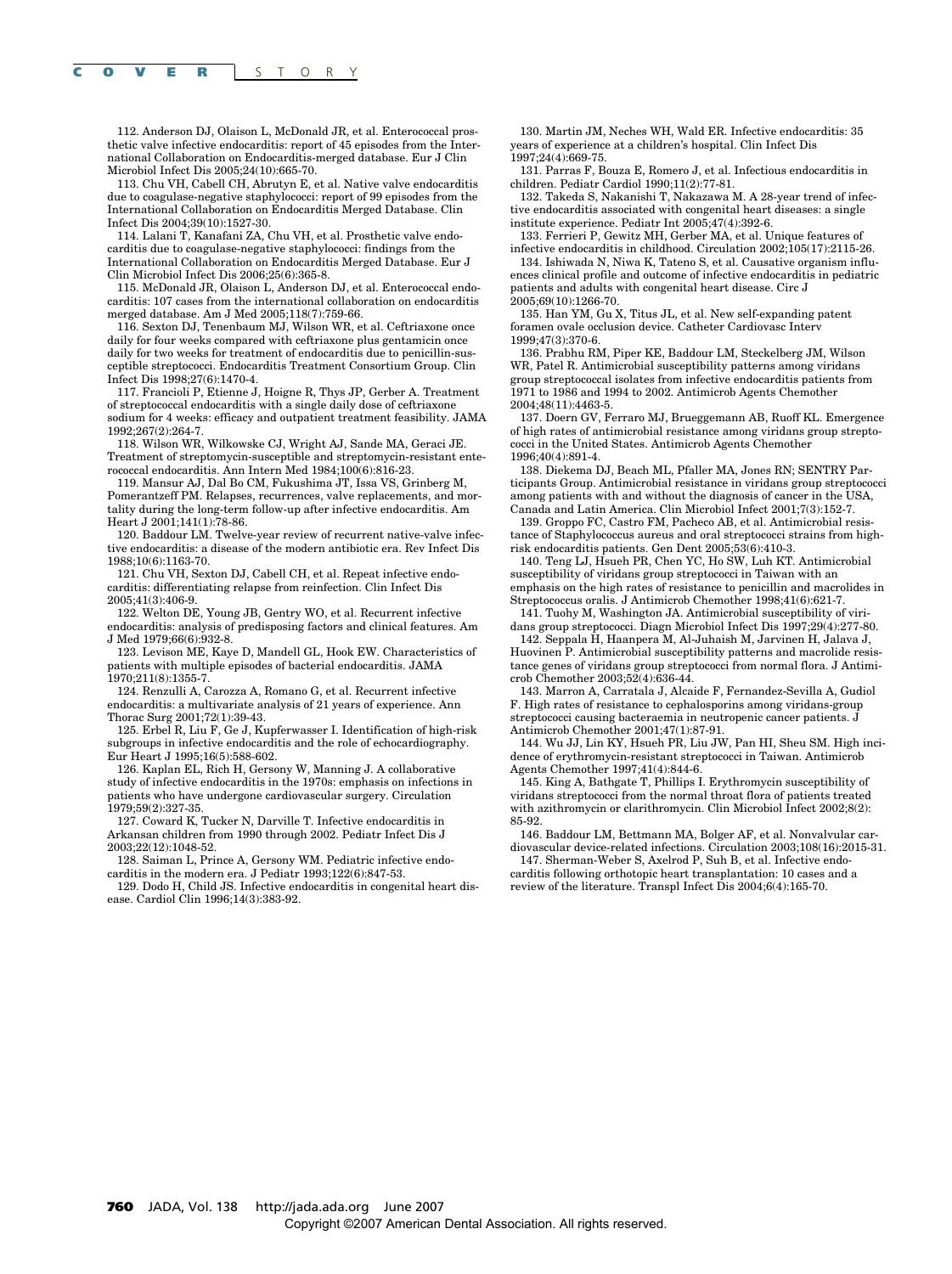112. Anderson DJ, Olaison L, McDonald JR, et al. Enterococcal prosthetic valve infective endocarditis: report of 45 episodes from the International Collaboration on Endocarditis-merged database. Eur J Clin Microbiol Infect Dis 2005;24(10):665-70.

113. Chu VH, Cabell CH, Abrutyn E, et al. Native valve endocarditis due to coagulase-negative staphylococci: report of 99 episodes from the International Collaboration on Endocarditis Merged Database. Clin Infect Dis 2004;39(10):1527-30.

114. Lalani T, Kanafani ZA, Chu VH, et al. Prosthetic valve endocarditis due to coagulase-negative staphylococci: findings from the International Collaboration on Endocarditis Merged Database. Eur J Clin Microbiol Infect Dis 2006;25(6):365-8.

115. McDonald JR, Olaison L, Anderson DJ, et al. Enterococcal endocarditis: 107 cases from the international collaboration on endocarditis merged database. Am J Med 2005;118(7):759-66.

116. Sexton DJ, Tenenbaum MJ, Wilson WR, et al. Ceftriaxone once daily for four weeks compared with ceftriaxone plus gentamicin once daily for two weeks for treatment of endocarditis due to penicillin-susceptible streptococci. Endocarditis Treatment Consortium Group. Clin Infect Dis 1998;27(6):1470-4.

117. Francioli P, Etienne J, Hoigne R, Thys JP, Gerber A. Treatment of streptococcal endocarditis with a single daily dose of ceftriaxone sodium for 4 weeks: efficacy and outpatient treatment feasibility. JAMA 1992;267(2):264-7.

118. Wilson WR, Wilkowske CJ, Wright AJ, Sande MA, Geraci JE. Treatment of streptomycin-susceptible and streptomycin-resistant enterococcal endocarditis. Ann Intern Med 1984;100(6):816-23.

119. Mansur AJ, Dal Bo CM, Fukushima JT, Issa VS, Grinberg M, Pomerantzeff PM. Relapses, recurrences, valve replacements, and mortality during the long-term follow-up after infective endocarditis. Am Heart J 2001;141(1):78-86.

120. Baddour LM. Twelve-year review of recurrent native-valve infective endocarditis: a disease of the modern antibiotic era. Rev Infect Dis 1988;10(6):1163-70.

121. Chu VH, Sexton DJ, Cabell CH, et al. Repeat infective endocarditis: differentiating relapse from reinfection. Clin Infect Dis 2005;41(3):406-9.

122. Welton DE, Young JB, Gentry WO, et al. Recurrent infective endocarditis: analysis of predisposing factors and clinical features. Am J Med 1979;66(6):932-8.

123. Levison ME, Kaye D, Mandell GL, Hook EW. Characteristics of patients with multiple episodes of bacterial endocarditis. JAMA 1970;211(8):1355-7.

124. Renzulli A, Carozza A, Romano G, et al. Recurrent infective endocarditis: a multivariate analysis of 21 years of experience. Ann Thorac Surg 2001;72(1):39-43.

125. Erbel R, Liu F, Ge J, Kupferwasser I. Identification of high-risk subgroups in infective endocarditis and the role of echocardiography. Eur Heart J 1995;16(5):588-602.

126. Kaplan EL, Rich H, Gersony W, Manning J. A collaborative study of infective endocarditis in the 1970s: emphasis on infections in patients who have undergone cardiovascular surgery. Circulation 1979;59(2):327-35.

127. Coward K, Tucker N, Darville T. Infective endocarditis in Arkansan children from 1990 through 2002. Pediatr Infect Dis J 2003;22(12):1048-52.

128. Saiman L, Prince A, Gersony WM. Pediatric infective endocarditis in the modern era. J Pediatr 1993;122(6):847-53.

129. Dodo H, Child JS. Infective endocarditis in congenital heart disease. Cardiol Clin 1996;14(3):383-92.

130. Martin JM, Neches WH, Wald ER. Infective endocarditis: 35 years of experience at a children's hospital. Clin Infect Dis 1997;24(4):669-75.

131. Parras F, Bouza E, Romero J, et al. Infectious endocarditis in children. Pediatr Cardiol 1990;11(2):77-81.

132. Takeda S, Nakanishi T, Nakazawa M. A 28-year trend of infective endocarditis associated with congenital heart diseases: a single institute experience. Pediatr Int 2005;47(4):392-6.

133. Ferrieri P, Gewitz MH, Gerber MA, et al. Unique features of infective endocarditis in childhood. Circulation 2002;105(17):2115-26.

134. Ishiwada N, Niwa K, Tateno S, et al. Causative organism influences clinical profile and outcome of infective endocarditis in pediatric patients and adults with congenital heart disease. Circ J 2005;69(10):1266-70.

135. Han YM, Gu X, Titus JL, et al. New self-expanding patent foramen ovale occlusion device. Catheter Cardiovasc Interv 1999;47(3):370-6.

136. Prabhu RM, Piper KE, Baddour LM, Steckelberg JM, Wilson WR, Patel R. Antimicrobial susceptibility patterns among viridans group streptococcal isolates from infective endocarditis patients from 1971 to 1986 and 1994 to 2002. Antimicrob Agents Chemother 2004;48(11):4463-5.

137. Doern GV, Ferraro MJ, Brueggemann AB, Ruoff KL. Emergence of high rates of antimicrobial resistance among viridans group streptococci in the United States. Antimicrob Agents Chemother 1996;40(4):891-4.

138. Diekema DJ, Beach ML, Pfaller MA, Jones RN; SENTRY Participants Group. Antimicrobial resistance in viridans group streptococci among patients with and without the diagnosis of cancer in the USA, Canada and Latin America. Clin Microbiol Infect 2001;7(3):152-7.

139. Groppo FC, Castro FM, Pacheco AB, et al. Antimicrobial resistance of Staphylococcus aureus and oral streptococci strains from high-risk endocarditis patients. Gen Dent 2005;53(6):410-3.

140. Teng LJ, Hsueh PR, Chen YC, Ho SW, Luh KT. Antimicrobial susceptibility of viridans group streptococci in Taiwan with an emphasis on the high rates of resistance to penicillin and macrolides in Streptococcus oralis. J Antimicrob Chemother 1998;41(6):621-7.

141. Tuohy M, Washington JA. Antimicrobial susceptibility of viridans group streptococci. Diagn Microbiol Infect Dis 1997;29(4):277-80.

142. Seppala H, Haanpera M, Al-Juhaish M, Jarvinen H, Jalava J, Huovinen P. Antimicrobial susceptibility patterns and macrolide resistance genes of viridans group streptococci from normal flora. J Antimicrob Chemother 2003;52(4):636-44.

143. Marron A, Carratala J, Alcaide F, Fernandez-Sevilla A, Gudiol F. High rates of resistance to cephalosporins among viridans-group streptococci causing bacteraemia in neutropenic cancer patients. J Antimicrob Chemother 2001;47(1):87-91.

144. Wu JJ, Lin KY, Hsueh PR, Liu JW, Pan HI, Sheu SM. High incidence of erythromycin-resistant streptococci in Taiwan. Antimicrob Agents Chemother 1997;41(4):844-6.

145. King A, Bathgate T, Phillips I. Erythromycin susceptibility of viridans streptococci from the normal throat flora of patients treated with azithromycin or clarithromycin. Clin Microbiol Infect 2002;8(2):85-92.

146. Baddour LM, Bettmann MA, Bolger AF, et al. Nonvalvular cardiovascular device-related infections. Circulation 2003;108(16):2015-31.

147. Sherman-Weber S, Axelrod P, Suh B, et al. Infective endocarditis following orthotopic heart transplantation: 10 cases and a review of the literature. Transpl Infect Dis 2004;6(4):165-70.

Copyright ©2007 American Dental Association. All rights reserved.